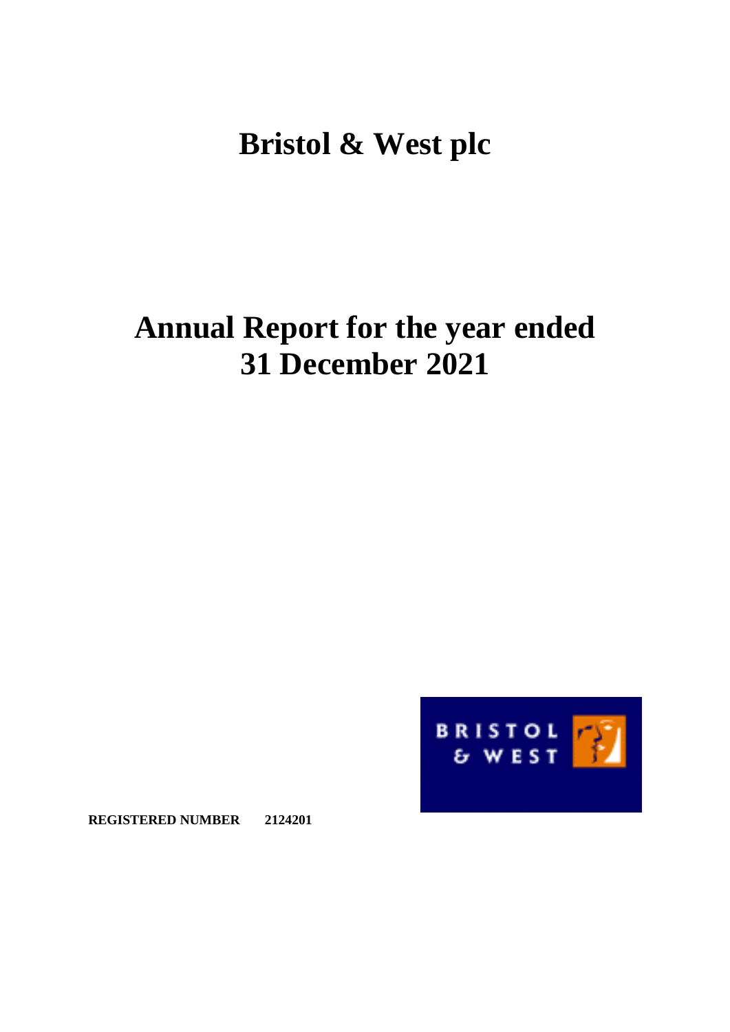# Bristol & West plc

# Annual Report for the year ended 31 December 2021

**REGISTERED NUMBER 2124201**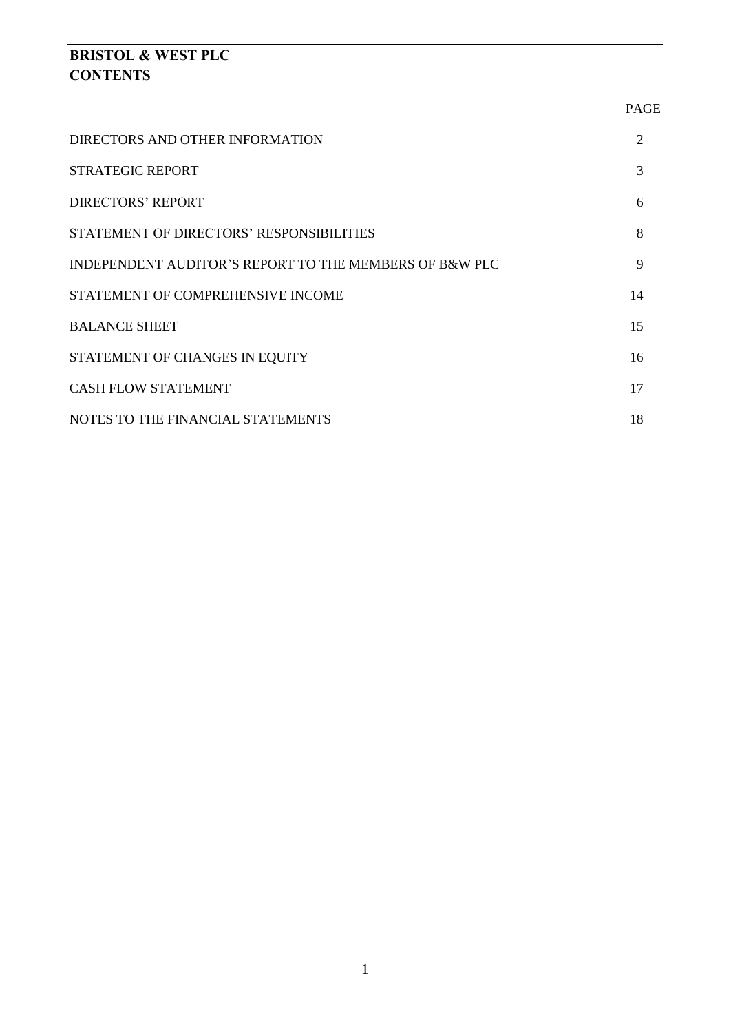# BRISTOL & WEST PLC

## CONTENTS

| | PAGE |
|---|---|
| DIRECTORS AND OTHER INFORMATION | 2 |
| STRATEGIC REPORT | 3 |
| DIRECTORS' REPORT | 6 |
| STATEMENT OF DIRECTORS' RESPONSIBILITIES | 8 |
| INDEPENDENT AUDITOR'S REPORT TO THE MEMBERS OF B&W PLC | 9 |
| STATEMENT OF COMPREHENSIVE INCOME | 14 |
| BALANCE SHEET | 15 |
| STATEMENT OF CHANGES IN EQUITY | 16 |
| CASH FLOW STATEMENT | 17 |
| NOTES TO THE FINANCIAL STATEMENTS | 18 |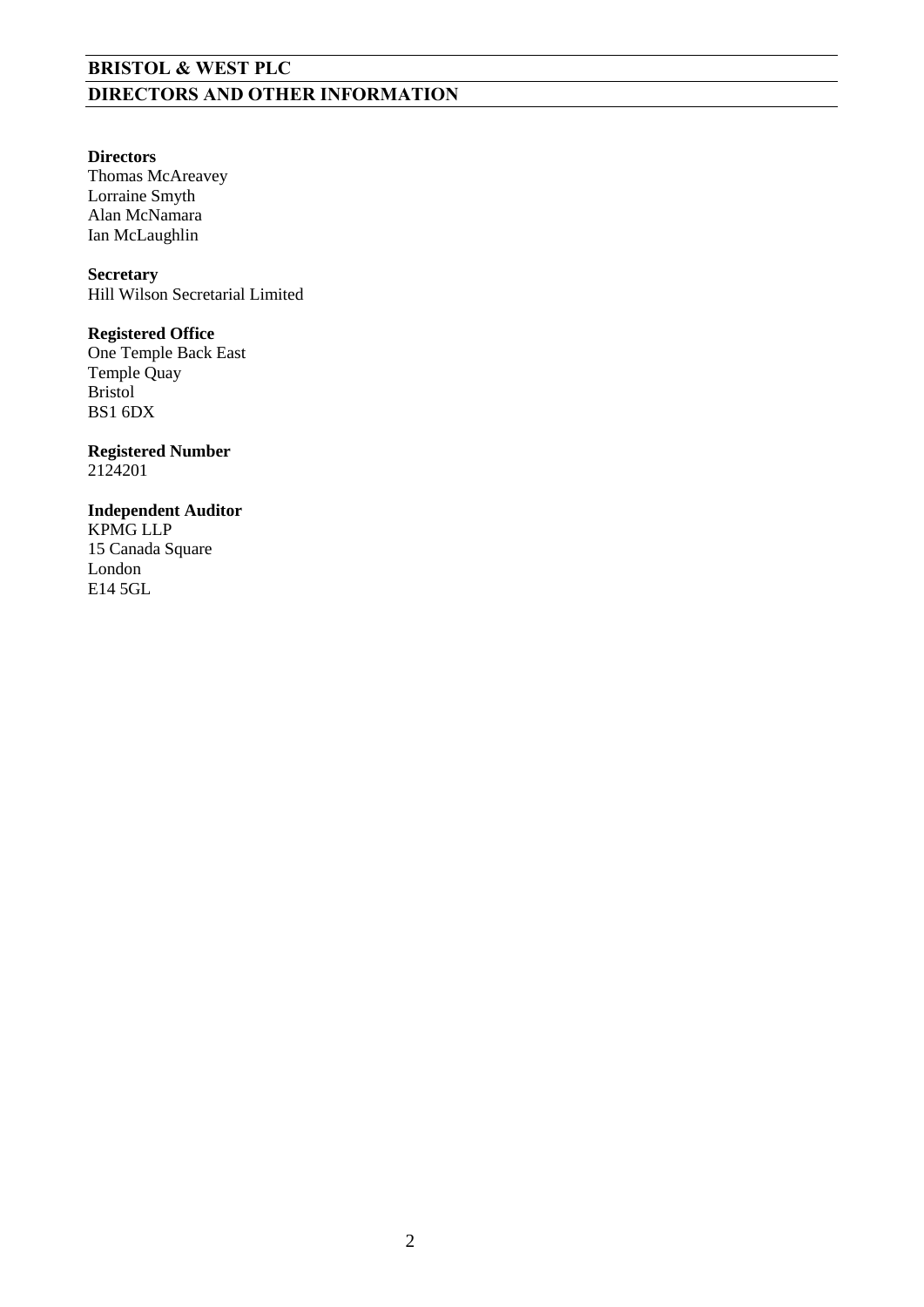# BRISTOL & WEST PLC

## DIRECTORS AND OTHER INFORMATION

**Directors**
Thomas McAreavey
Lorraine Smyth
Alan McNamara
Ian McLaughlin

**Secretary**
Hill Wilson Secretarial Limited

**Registered Office**
One Temple Back East
Temple Quay
Bristol
BS1 6DX

**Registered Number**
2124201

**Independent Auditor**
KPMG LLP
15 Canada Square
London
E14 5GL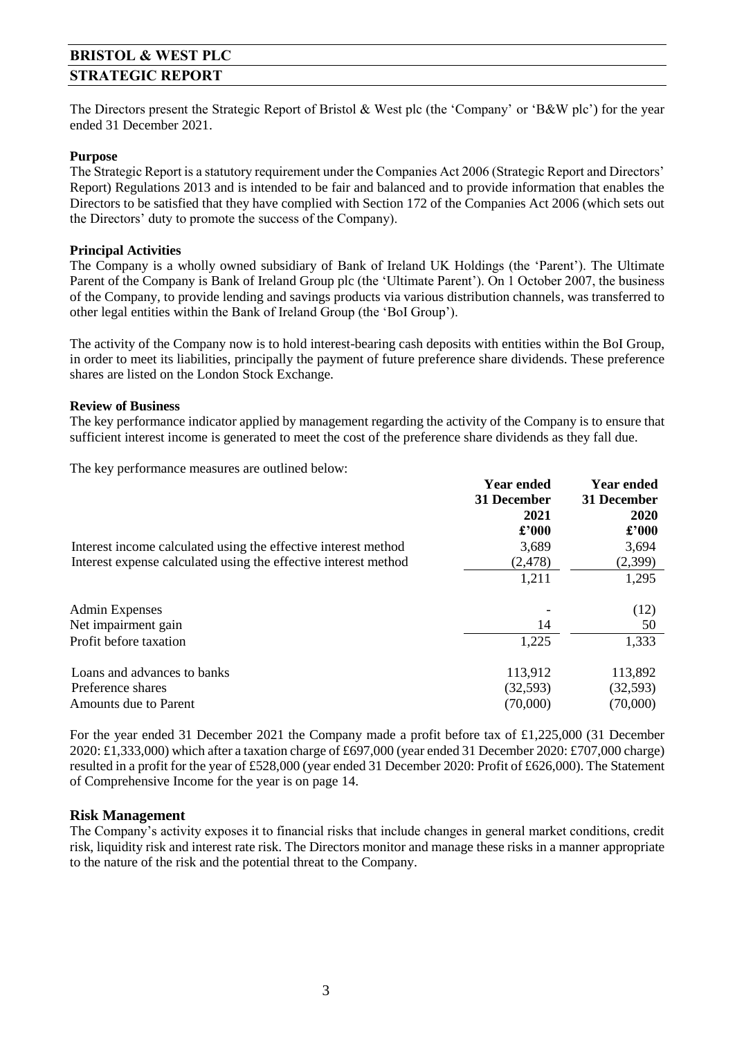# BRISTOL & WEST PLC

## STRATEGIC REPORT

The Directors present the Strategic Report of Bristol & West plc (the 'Company' or 'B&W plc') for the year ended 31 December 2021.

**Purpose**

The Strategic Report is a statutory requirement under the Companies Act 2006 (Strategic Report and Directors' Report) Regulations 2013 and is intended to be fair and balanced and to provide information that enables the Directors to be satisfied that they have complied with Section 172 of the Companies Act 2006 (which sets out the Directors' duty to promote the success of the Company).

**Principal Activities**

The Company is a wholly owned subsidiary of Bank of Ireland UK Holdings (the 'Parent'). The Ultimate Parent of the Company is Bank of Ireland Group plc (the 'Ultimate Parent'). On 1 October 2007, the business of the Company, to provide lending and savings products via various distribution channels, was transferred to other legal entities within the Bank of Ireland Group (the 'BoI Group').

The activity of the Company now is to hold interest-bearing cash deposits with entities within the BoI Group, in order to meet its liabilities, principally the payment of future preference share dividends. These preference shares are listed on the London Stock Exchange.

**Review of Business**

The key performance indicator applied by management regarding the activity of the Company is to ensure that sufficient interest income is generated to meet the cost of the preference share dividends as they fall due.

The key performance measures are outlined below:

| | Year ended 31 December 2021 £'000 | Year ended 31 December 2020 £'000 |
|---|---|---|
| Interest income calculated using the effective interest method | 3,689 | 3,694 |
| Interest expense calculated using the effective interest method | (2,478) | (2,399) |
| | 1,211 | 1,295 |
| Admin Expenses | - | (12) |
| Net impairment gain | 14 | 50 |
| Profit before taxation | 1,225 | 1,333 |
| Loans and advances to banks | 113,912 | 113,892 |
| Preference shares | (32,593) | (32,593) |
| Amounts due to Parent | (70,000) | (70,000) |

For the year ended 31 December 2021 the Company made a profit before tax of £1,225,000 (31 December 2020: £1,333,000) which after a taxation charge of £697,000 (year ended 31 December 2020: £707,000 charge) resulted in a profit for the year of £528,000 (year ended 31 December 2020: Profit of £626,000). The Statement of Comprehensive Income for the year is on page 14.

## Risk Management

The Company's activity exposes it to financial risks that include changes in general market conditions, credit risk, liquidity risk and interest rate risk. The Directors monitor and manage these risks in a manner appropriate to the nature of the risk and the potential threat to the Company.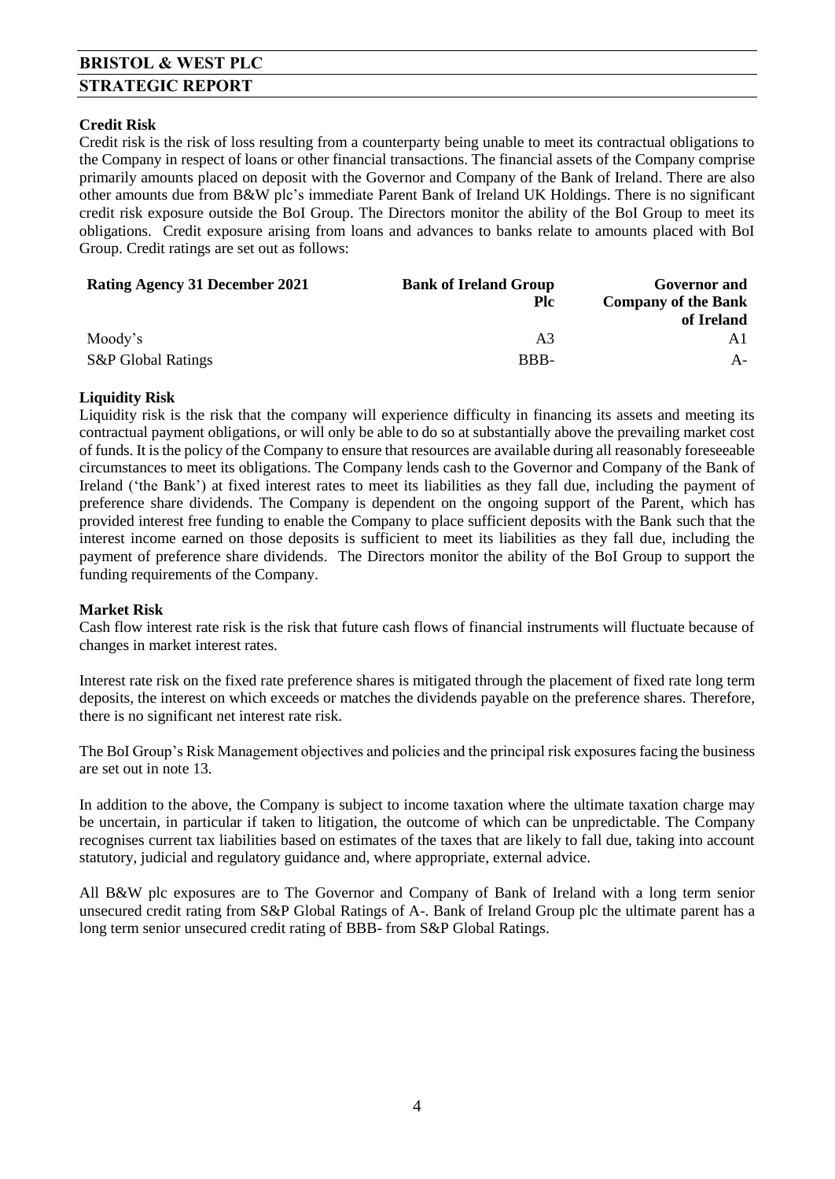# BRISTOL & WEST PLC

## STRATEGIC REPORT

### Credit Risk

Credit risk is the risk of loss resulting from a counterparty being unable to meet its contractual obligations to the Company in respect of loans or other financial transactions. The financial assets of the Company comprise primarily amounts placed on deposit with the Governor and Company of the Bank of Ireland. There are also other amounts due from B&W plc's immediate Parent Bank of Ireland UK Holdings. There is no significant credit risk exposure outside the BoI Group. The Directors monitor the ability of the BoI Group to meet its obligations. Credit exposure arising from loans and advances to banks relate to amounts placed with BoI Group. Credit ratings are set out as follows:

| Rating Agency 31 December 2021 | Bank of Ireland Group Plc | Governor and Company of the Bank of Ireland |
|---|---|---|
| Moody's | A3 | A1 |
| S&P Global Ratings | BBB- | A- |

### Liquidity Risk

Liquidity risk is the risk that the company will experience difficulty in financing its assets and meeting its contractual payment obligations, or will only be able to do so at substantially above the prevailing market cost of funds. It is the policy of the Company to ensure that resources are available during all reasonably foreseeable circumstances to meet its obligations. The Company lends cash to the Governor and Company of the Bank of Ireland ('the Bank') at fixed interest rates to meet its liabilities as they fall due, including the payment of preference share dividends. The Company is dependent on the ongoing support of the Parent, which has provided interest free funding to enable the Company to place sufficient deposits with the Bank such that the interest income earned on those deposits is sufficient to meet its liabilities as they fall due, including the payment of preference share dividends. The Directors monitor the ability of the BoI Group to support the funding requirements of the Company.

### Market Risk

Cash flow interest rate risk is the risk that future cash flows of financial instruments will fluctuate because of changes in market interest rates.

Interest rate risk on the fixed rate preference shares is mitigated through the placement of fixed rate long term deposits, the interest on which exceeds or matches the dividends payable on the preference shares. Therefore, there is no significant net interest rate risk.

The BoI Group's Risk Management objectives and policies and the principal risk exposures facing the business are set out in note 13.

In addition to the above, the Company is subject to income taxation where the ultimate taxation charge may be uncertain, in particular if taken to litigation, the outcome of which can be unpredictable. The Company recognises current tax liabilities based on estimates of the taxes that are likely to fall due, taking into account statutory, judicial and regulatory guidance and, where appropriate, external advice.

All B&W plc exposures are to The Governor and Company of Bank of Ireland with a long term senior unsecured credit rating from S&P Global Ratings of A-. Bank of Ireland Group plc the ultimate parent has a long term senior unsecured credit rating of BBB- from S&P Global Ratings.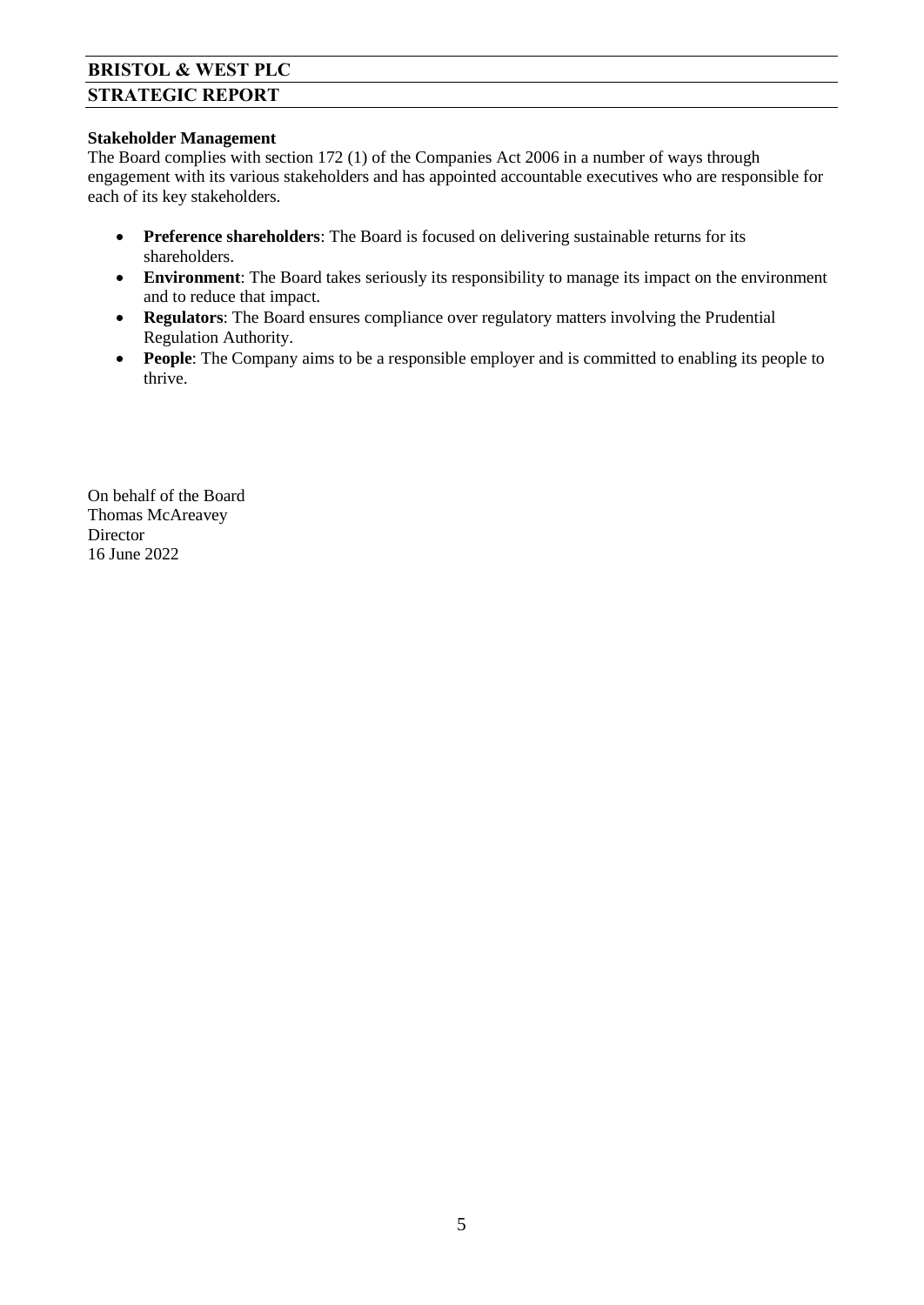## Stakeholder Management

The Board complies with section 172 (1) of the Companies Act 2006 in a number of ways through engagement with its various stakeholders and has appointed accountable executives who are responsible for each of its key stakeholders.

- **Preference shareholders**: The Board is focused on delivering sustainable returns for its shareholders.
- **Environment**: The Board takes seriously its responsibility to manage its impact on the environment and to reduce that impact.
- **Regulators**: The Board ensures compliance over regulatory matters involving the Prudential Regulation Authority.
- **People**: The Company aims to be a responsible employer and is committed to enabling its people to thrive.

On behalf of the Board
Thomas McAreavey
Director
16 June 2022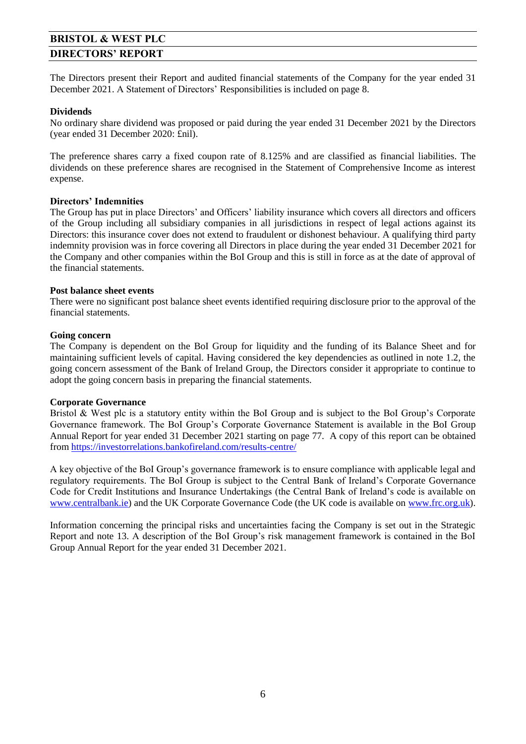# BRISTOL & WEST PLC

## DIRECTORS' REPORT

The Directors present their Report and audited financial statements of the Company for the year ended 31 December 2021. A Statement of Directors' Responsibilities is included on page 8.

**Dividends**

No ordinary share dividend was proposed or paid during the year ended 31 December 2021 by the Directors (year ended 31 December 2020: £nil).

The preference shares carry a fixed coupon rate of 8.125% and are classified as financial liabilities. The dividends on these preference shares are recognised in the Statement of Comprehensive Income as interest expense.

**Directors' Indemnities**

The Group has put in place Directors' and Officers' liability insurance which covers all directors and officers of the Group including all subsidiary companies in all jurisdictions in respect of legal actions against its Directors: this insurance cover does not extend to fraudulent or dishonest behaviour. A qualifying third party indemnity provision was in force covering all Directors in place during the year ended 31 December 2021 for the Company and other companies within the BoI Group and this is still in force as at the date of approval of the financial statements.

**Post balance sheet events**

There were no significant post balance sheet events identified requiring disclosure prior to the approval of the financial statements.

**Going concern**

The Company is dependent on the BoI Group for liquidity and the funding of its Balance Sheet and for maintaining sufficient levels of capital. Having considered the key dependencies as outlined in note 1.2, the going concern assessment of the Bank of Ireland Group, the Directors consider it appropriate to continue to adopt the going concern basis in preparing the financial statements.

**Corporate Governance**

Bristol & West plc is a statutory entity within the BoI Group and is subject to the BoI Group's Corporate Governance framework. The BoI Group's Corporate Governance Statement is available in the BoI Group Annual Report for year ended 31 December 2021 starting on page 77. A copy of this report can be obtained from https://investorrelations.bankofireland.com/results-centre/

A key objective of the BoI Group's governance framework is to ensure compliance with applicable legal and regulatory requirements. The BoI Group is subject to the Central Bank of Ireland's Corporate Governance Code for Credit Institutions and Insurance Undertakings (the Central Bank of Ireland's code is available on www.centralbank.ie) and the UK Corporate Governance Code (the UK code is available on www.frc.org.uk).

Information concerning the principal risks and uncertainties facing the Company is set out in the Strategic Report and note 13. A description of the BoI Group's risk management framework is contained in the BoI Group Annual Report for the year ended 31 December 2021.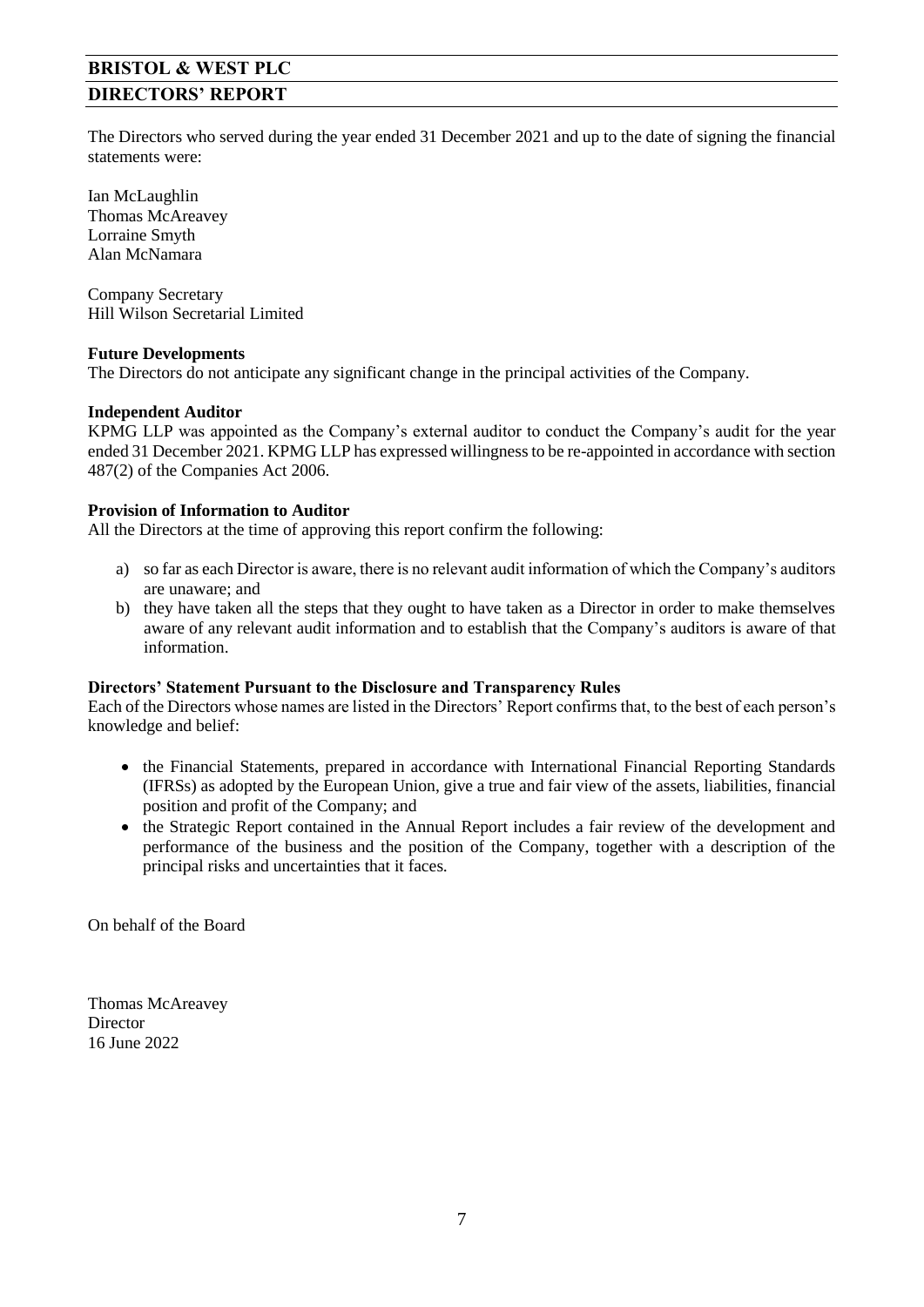# BRISTOL & WEST PLC

## DIRECTORS' REPORT

The Directors who served during the year ended 31 December 2021 and up to the date of signing the financial statements were:

Ian McLaughlin
Thomas McAreavey
Lorraine Smyth
Alan McNamara

Company Secretary
Hill Wilson Secretarial Limited

**Future Developments**
The Directors do not anticipate any significant change in the principal activities of the Company.

**Independent Auditor**
KPMG LLP was appointed as the Company's external auditor to conduct the Company's audit for the year ended 31 December 2021. KPMG LLP has expressed willingness to be re-appointed in accordance with section 487(2) of the Companies Act 2006.

**Provision of Information to Auditor**
All the Directors at the time of approving this report confirm the following:

a) so far as each Director is aware, there is no relevant audit information of which the Company's auditors are unaware; and
b) they have taken all the steps that they ought to have taken as a Director in order to make themselves aware of any relevant audit information and to establish that the Company's auditors is aware of that information.

**Directors' Statement Pursuant to the Disclosure and Transparency Rules**
Each of the Directors whose names are listed in the Directors' Report confirms that, to the best of each person's knowledge and belief:

- the Financial Statements, prepared in accordance with International Financial Reporting Standards (IFRSs) as adopted by the European Union, give a true and fair view of the assets, liabilities, financial position and profit of the Company; and
- the Strategic Report contained in the Annual Report includes a fair review of the development and performance of the business and the position of the Company, together with a description of the principal risks and uncertainties that it faces.

On behalf of the Board

Thomas McAreavey
Director
16 June 2022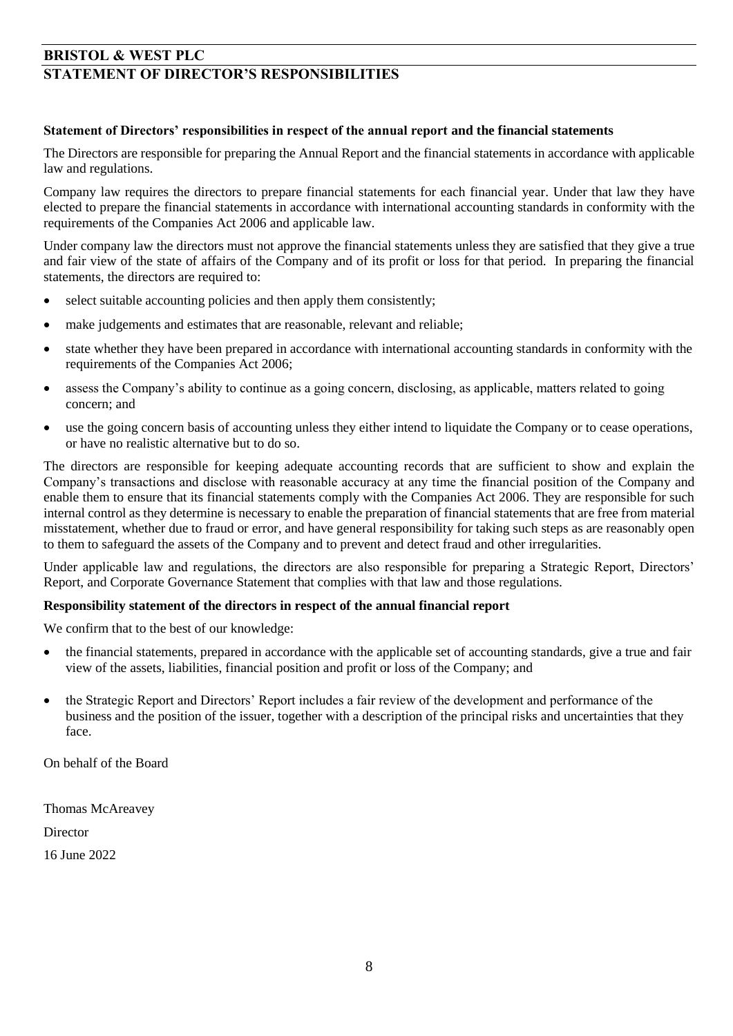# BRISTOL & WEST PLC

## STATEMENT OF DIRECTOR'S RESPONSIBILITIES

**Statement of Directors' responsibilities in respect of the annual report and the financial statements**

The Directors are responsible for preparing the Annual Report and the financial statements in accordance with applicable law and regulations.

Company law requires the directors to prepare financial statements for each financial year. Under that law they have elected to prepare the financial statements in accordance with international accounting standards in conformity with the requirements of the Companies Act 2006 and applicable law.

Under company law the directors must not approve the financial statements unless they are satisfied that they give a true and fair view of the state of affairs of the Company and of its profit or loss for that period. In preparing the financial statements, the directors are required to:

- select suitable accounting policies and then apply them consistently;
- make judgements and estimates that are reasonable, relevant and reliable;
- state whether they have been prepared in accordance with international accounting standards in conformity with the requirements of the Companies Act 2006;
- assess the Company's ability to continue as a going concern, disclosing, as applicable, matters related to going concern; and
- use the going concern basis of accounting unless they either intend to liquidate the Company or to cease operations, or have no realistic alternative but to do so.

The directors are responsible for keeping adequate accounting records that are sufficient to show and explain the Company's transactions and disclose with reasonable accuracy at any time the financial position of the Company and enable them to ensure that its financial statements comply with the Companies Act 2006. They are responsible for such internal control as they determine is necessary to enable the preparation of financial statements that are free from material misstatement, whether due to fraud or error, and have general responsibility for taking such steps as are reasonably open to them to safeguard the assets of the Company and to prevent and detect fraud and other irregularities.

Under applicable law and regulations, the directors are also responsible for preparing a Strategic Report, Directors' Report, and Corporate Governance Statement that complies with that law and those regulations.

**Responsibility statement of the directors in respect of the annual financial report**

We confirm that to the best of our knowledge:

- the financial statements, prepared in accordance with the applicable set of accounting standards, give a true and fair view of the assets, liabilities, financial position and profit or loss of the Company; and
- the Strategic Report and Directors' Report includes a fair review of the development and performance of the business and the position of the issuer, together with a description of the principal risks and uncertainties that they face.

On behalf of the Board

Thomas McAreavey

Director

16 June 2022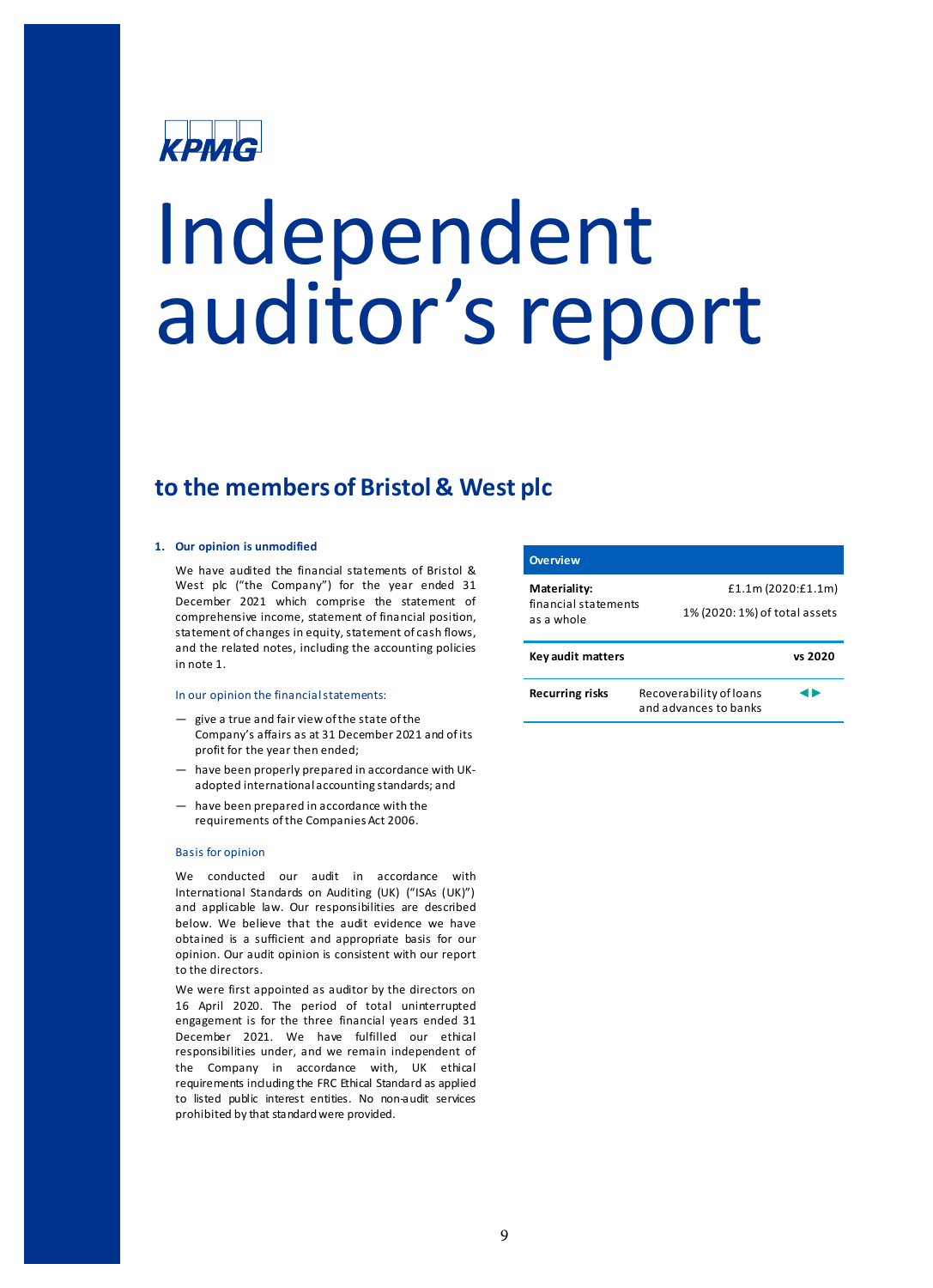KPMG

# Independent auditor's report

## to the members of Bristol & West plc

### 1. Our opinion is unmodified

We have audited the financial statements of Bristol & West plc ("the Company") for the year ended 31 December 2021 which comprise the statement of comprehensive income, statement of financial position, statement of changes in equity, statement of cash flows, and the related notes, including the accounting policies in note 1.

In our opinion the financial statements:

- give a true and fair view of the state of the Company's affairs as at 31 December 2021 and of its profit for the year then ended;
- have been properly prepared in accordance with UK-adopted international accounting standards; and
- have been prepared in accordance with the requirements of the Companies Act 2006.

Basis for opinion

We conducted our audit in accordance with International Standards on Auditing (UK) ("ISAs (UK)") and applicable law. Our responsibilities are described below. We believe that the audit evidence we have obtained is a sufficient and appropriate basis for our opinion. Our audit opinion is consistent with our report to the directors.

We were first appointed as auditor by the directors on 16 April 2020. The period of total uninterrupted engagement is for the three financial years ended 31 December 2021. We have fulfilled our ethical responsibilities under, and we remain independent of the Company in accordance with, UK ethical requirements including the FRC Ethical Standard as applied to listed public interest entities. No non-audit services prohibited by that standard were provided.

| Overview | | |
|---|---|---|
| **Materiality:** financial statements as a whole | £1.1m (2020:£1.1m)<br>1% (2020: 1%) of total assets | |
| **Key audit matters** | | **vs 2020** |
| **Recurring risks** | Recoverability of loans and advances to banks | ◄► |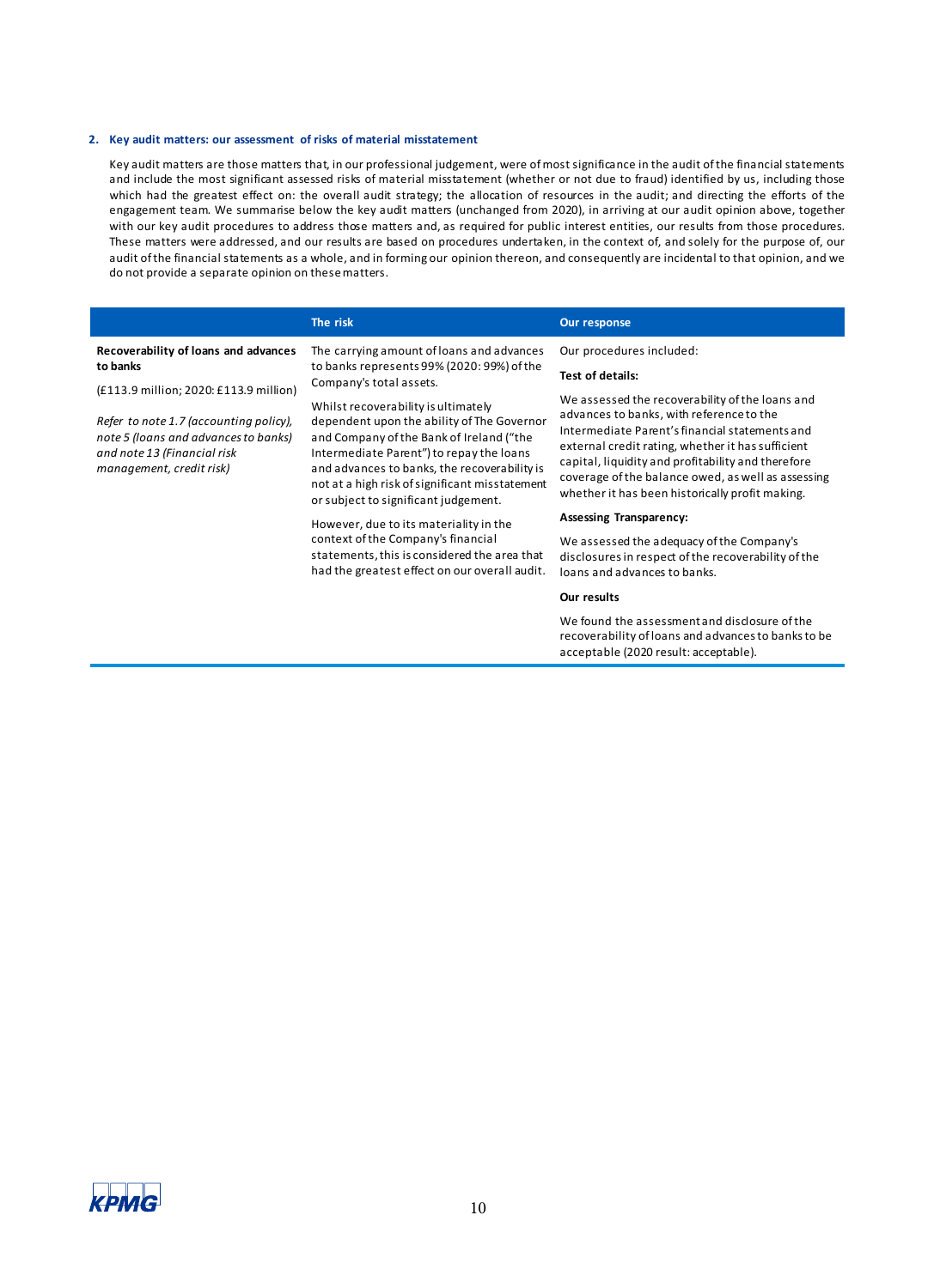## 2. Key audit matters: our assessment of risks of material misstatement

Key audit matters are those matters that, in our professional judgement, were of most significance in the audit of the financial statements and include the most significant assessed risks of material misstatement (whether or not due to fraud) identified by us, including those which had the greatest effect on: the overall audit strategy; the allocation of resources in the audit; and directing the efforts of the engagement team. We summarise below the key audit matters (unchanged from 2020), in arriving at our audit opinion above, together with our key audit procedures to address those matters and, as required for public interest entities, our results from those procedures. These matters were addressed, and our results are based on procedures undertaken, in the context of, and solely for the purpose of, our audit of the financial statements as a whole, and in forming our opinion thereon, and consequently are incidental to that opinion, and we do not provide a separate opinion on these matters.

| | The risk | Our response |
|---|---|---|
| **Recoverability of loans and advances to banks**<br><br>(£113.9 million; 2020: £113.9 million)<br><br>*Refer to note 1.7 (accounting policy), note 5 (loans and advances to banks) and note 13 (Financial risk management, credit risk)* | The carrying amount of loans and advances to banks represents 99% (2020: 99%) of the Company's total assets.<br><br>Whilst recoverability is ultimately dependent upon the ability of The Governor and Company of the Bank of Ireland ("the Intermediate Parent") to repay the loans and advances to banks, the recoverability is not at a high risk of significant misstatement or subject to significant judgement.<br><br>However, due to its materiality in the context of the Company's financial statements, this is considered the area that had the greatest effect on our overall audit. | Our procedures included:<br><br>**Test of details:**<br><br>We assessed the recoverability of the loans and advances to banks, with reference to the Intermediate Parent's financial statements and external credit rating, whether it has sufficient capital, liquidity and profitability and therefore coverage of the balance owed, as well as assessing whether it has been historically profit making.<br><br>**Assessing Transparency:**<br><br>We assessed the adequacy of the Company's disclosures in respect of the recoverability of the loans and advances to banks.<br><br>**Our results**<br><br>We found the assessment and disclosure of the recoverability of loans and advances to banks to be acceptable (2020 result: acceptable). |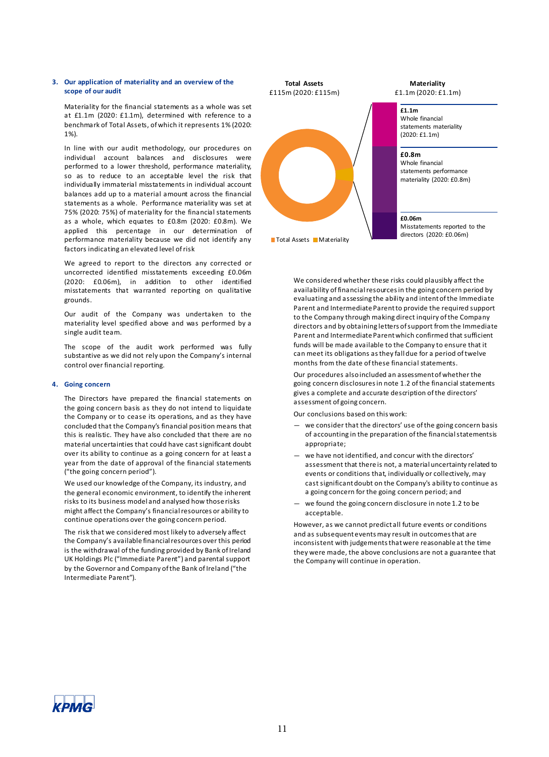## 3. Our application of materiality and an overview of the scope of our audit

Materiality for the financial statements as a whole was set at £1.1m (2020: £1.1m), determined with reference to a benchmark of Total Assets, of which it represents 1% (2020: 1%).

In line with our audit methodology, our procedures on individual account balances and disclosures were performed to a lower threshold, performance materiality, so as to reduce to an acceptable level the risk that individually immaterial misstatements in individual account balances add up to a material amount across the financial statements as a whole. Performance materiality was set at 75% (2020: 75%) of materiality for the financial statements as a whole, which equates to £0.8m (2020: £0.8m). We applied this percentage in our determination of performance materiality because we did not identify any factors indicating an elevated level of risk

We agreed to report to the directors any corrected or uncorrected identified misstatements exceeding £0.06m (2020: £0.06m), in addition to other identified misstatements that warranted reporting on qualitative grounds.

Our audit of the Company was undertaken to the materiality level specified above and was performed by a single audit team.

The scope of the audit work performed was fully substantive as we did not rely upon the Company's internal control over financial reporting.

**Total Assets**
£115m (2020: £115m)

**Materiality**
£1.1m (2020: £1.1m)

**£1.1m**
Whole financial statements materiality (2020: £1.1m)

**£0.8m**
Whole financial statements performance materiality (2020: £0.8m)

**£0.06m**
Misstatements reported to the directors (2020: £0.06m)

Total Assets   Materiality

## 4. Going concern

The Directors have prepared the financial statements on the going concern basis as they do not intend to liquidate the Company or to cease its operations, and as they have concluded that the Company's financial position means that this is realistic. They have also concluded that there are no material uncertainties that could have cast significant doubt over its ability to continue as a going concern for at least a year from the date of approval of the financial statements ("the going concern period").

We used our knowledge of the Company, its industry, and the general economic environment, to identify the inherent risks to its business model and analysed how those risks might affect the Company's financial resources or ability to continue operations over the going concern period.

The risk that we considered most likely to adversely affect the Company's available financial resources over this period is the withdrawal of the funding provided by Bank of Ireland UK Holdings Plc ("Immediate Parent") and parental support by the Governor and Company of the Bank of Ireland ("the Intermediate Parent").

We considered whether these risks could plausibly affect the availability of financial resources in the going concern period by evaluating and assessing the ability and intent of the Immediate Parent and Intermediate Parent to provide the required support to the Company through making direct inquiry of the Company directors and by obtaining letters of support from the Immediate Parent and Intermediate Parent which confirmed that sufficient funds will be made available to the Company to ensure that it can meet its obligations as they fall due for a period of twelve months from the date of these financial statements.

Our procedures also included an assessment of whether the going concern disclosures in note 1.2 of the financial statements gives a complete and accurate description of the directors' assessment of going concern.

Our conclusions based on this work:

- we consider that the directors' use of the going concern basis of accounting in the preparation of the financial statements is appropriate;
- we have not identified, and concur with the directors' assessment that there is not, a material uncertainty related to events or conditions that, individually or collectively, may cast significant doubt on the Company's ability to continue as a going concern for the going concern period; and
- we found the going concern disclosure in note 1.2 to be acceptable.

However, as we cannot predict all future events or conditions and as subsequent events may result in outcomes that are inconsistent with judgements that were reasonable at the time they were made, the above conclusions are not a guarantee that the Company will continue in operation.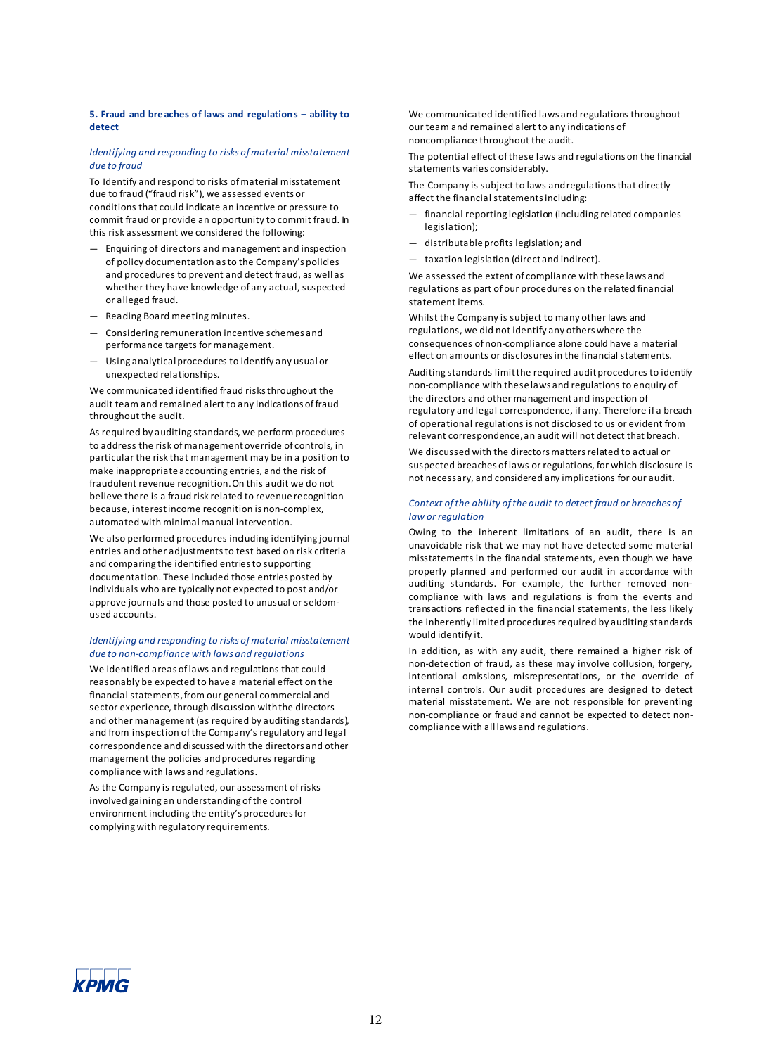### 5. Fraud and breaches of laws and regulations – ability to detect

*Identifying and responding to risks of material misstatement due to fraud*

To Identify and respond to risks of material misstatement due to fraud ("fraud risk"), we assessed events or conditions that could indicate an incentive or pressure to commit fraud or provide an opportunity to commit fraud. In this risk assessment we considered the following:

- Enquiring of directors and management and inspection of policy documentation as to the Company's policies and procedures to prevent and detect fraud, as well as whether they have knowledge of any actual, suspected or alleged fraud.
- Reading Board meeting minutes.
- Considering remuneration incentive schemes and performance targets for management.
- Using analytical procedures to identify any usual or unexpected relationships.

We communicated identified fraud risks throughout the audit team and remained alert to any indications of fraud throughout the audit.

As required by auditing standards, we perform procedures to address the risk of management override of controls, in particular the risk that management may be in a position to make inappropriate accounting entries, and the risk of fraudulent revenue recognition. On this audit we do not believe there is a fraud risk related to revenue recognition because, interest income recognition is non-complex, automated with minimal manual intervention.

We also performed procedures including identifying journal entries and other adjustments to test based on risk criteria and comparing the identified entries to supporting documentation. These included those entries posted by individuals who are typically not expected to post and/or approve journals and those posted to unusual or seldom-used accounts.

*Identifying and responding to risks of material misstatement due to non-compliance with laws and regulations*

We identified areas of laws and regulations that could reasonably be expected to have a material effect on the financial statements, from our general commercial and sector experience, through discussion with the directors and other management (as required by auditing standards), and from inspection of the Company's regulatory and legal correspondence and discussed with the directors and other management the policies and procedures regarding compliance with laws and regulations.

As the Company is regulated, our assessment of risks involved gaining an understanding of the control environment including the entity's procedures for complying with regulatory requirements.

We communicated identified laws and regulations throughout our team and remained alert to any indications of noncompliance throughout the audit.

The potential effect of these laws and regulations on the financial statements varies considerably.

The Company is subject to laws and regulations that directly affect the financial statements including:

- financial reporting legislation (including related companies legislation);
- distributable profits legislation; and
- taxation legislation (direct and indirect).

We assessed the extent of compliance with these laws and regulations as part of our procedures on the related financial statement items.

Whilst the Company is subject to many other laws and regulations, we did not identify any others where the consequences of non-compliance alone could have a material effect on amounts or disclosures in the financial statements.

Auditing standards limit the required audit procedures to identify non-compliance with these laws and regulations to enquiry of the directors and other management and inspection of regulatory and legal correspondence, if any. Therefore if a breach of operational regulations is not disclosed to us or evident from relevant correspondence, an audit will not detect that breach.

We discussed with the directors matters related to actual or suspected breaches of laws or regulations, for which disclosure is not necessary, and considered any implications for our audit.

*Context of the ability of the audit to detect fraud or breaches of law or regulation*

Owing to the inherent limitations of an audit, there is an unavoidable risk that we may not have detected some material misstatements in the financial statements, even though we have properly planned and performed our audit in accordance with auditing standards. For example, the further removed non-compliance with laws and regulations is from the events and transactions reflected in the financial statements, the less likely the inherently limited procedures required by auditing standards would identify it.

In addition, as with any audit, there remained a higher risk of non-detection of fraud, as these may involve collusion, forgery, intentional omissions, misrepresentations, or the override of internal controls. Our audit procedures are designed to detect material misstatement. We are not responsible for preventing non-compliance or fraud and cannot be expected to detect non-compliance with all laws and regulations.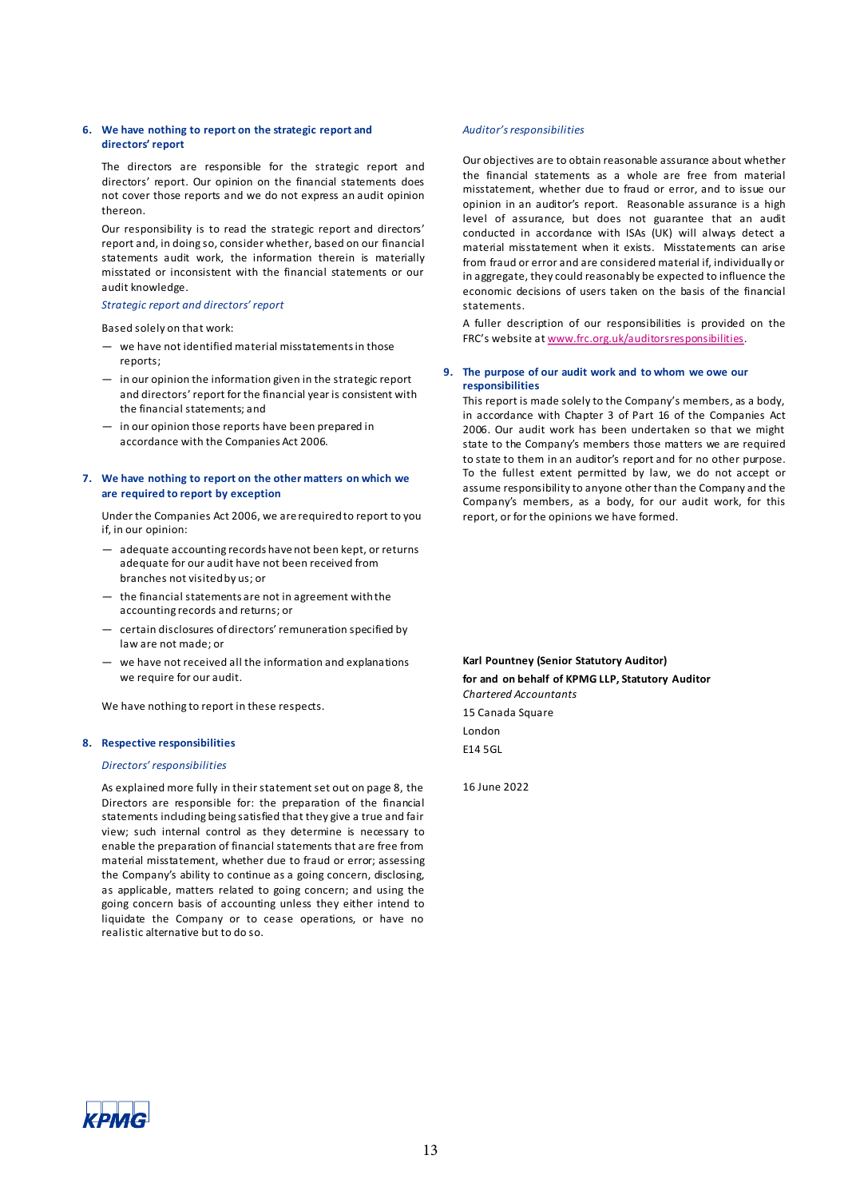## 6. We have nothing to report on the strategic report and directors' report

The directors are responsible for the strategic report and directors' report. Our opinion on the financial statements does not cover those reports and we do not express an audit opinion thereon.

Our responsibility is to read the strategic report and directors' report and, in doing so, consider whether, based on our financial statements audit work, the information therein is materially misstated or inconsistent with the financial statements or our audit knowledge.

*Strategic report and directors' report*

Based solely on that work:

- we have not identified material misstatements in those reports;
- in our opinion the information given in the strategic report and directors' report for the financial year is consistent with the financial statements; and
- in our opinion those reports have been prepared in accordance with the Companies Act 2006.

## 7. We have nothing to report on the other matters on which we are required to report by exception

Under the Companies Act 2006, we are required to report to you if, in our opinion:

- adequate accounting records have not been kept, or returns adequate for our audit have not been received from branches not visited by us; or
- the financial statements are not in agreement with the accounting records and returns; or
- certain disclosures of directors' remuneration specified by law are not made; or
- we have not received all the information and explanations we require for our audit.

We have nothing to report in these respects.

## 8. Respective responsibilities

*Directors' responsibilities*

As explained more fully in their statement set out on page 8, the Directors are responsible for: the preparation of the financial statements including being satisfied that they give a true and fair view; such internal control as they determine is necessary to enable the preparation of financial statements that are free from material misstatement, whether due to fraud or error; assessing the Company's ability to continue as a going concern, disclosing, as applicable, matters related to going concern; and using the going concern basis of accounting unless they either intend to liquidate the Company or to cease operations, or have no realistic alternative but to do so.

*Auditor's responsibilities*

Our objectives are to obtain reasonable assurance about whether the financial statements as a whole are free from material misstatement, whether due to fraud or error, and to issue our opinion in an auditor's report. Reasonable assurance is a high level of assurance, but does not guarantee that an audit conducted in accordance with ISAs (UK) will always detect a material misstatement when it exists. Misstatements can arise from fraud or error and are considered material if, individually or in aggregate, they could reasonably be expected to influence the economic decisions of users taken on the basis of the financial statements.

A fuller description of our responsibilities is provided on the FRC's website at www.frc.org.uk/auditorsresponsibilities.

## 9. The purpose of our audit work and to whom we owe our responsibilities

This report is made solely to the Company's members, as a body, in accordance with Chapter 3 of Part 16 of the Companies Act 2006. Our audit work has been undertaken so that we might state to the Company's members those matters we are required to state to them in an auditor's report and for no other purpose. To the fullest extent permitted by law, we do not accept or assume responsibility to anyone other than the Company and the Company's members, as a body, for our audit work, for this report, or for the opinions we have formed.

**Karl Pountney (Senior Statutory Auditor)**
**for and on behalf of KPMG LLP, Statutory Auditor**
*Chartered Accountants*
15 Canada Square
London
E14 5GL

16 June 2022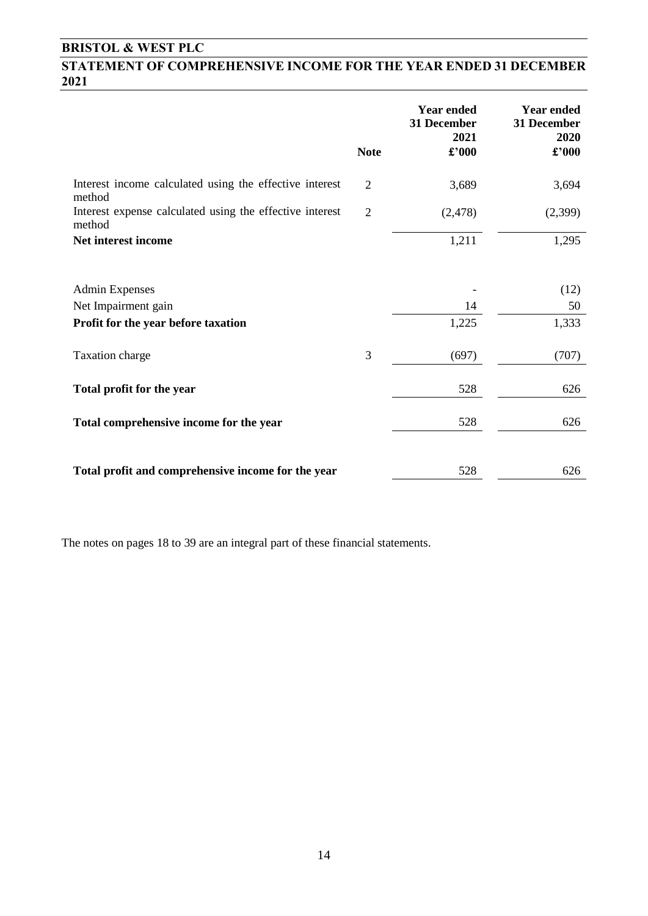# BRISTOL & WEST PLC

## STATEMENT OF COMPREHENSIVE INCOME FOR THE YEAR ENDED 31 DECEMBER 2021

| | Note | Year ended 31 December 2021 £'000 | Year ended 31 December 2020 £'000 |
|---|---|---|---|
| Interest income calculated using the effective interest method | 2 | 3,689 | 3,694 |
| Interest expense calculated using the effective interest method | 2 | (2,478) | (2,399) |
| **Net interest income** | | 1,211 | 1,295 |
| Admin Expenses | | - | (12) |
| Net Impairment gain | | 14 | 50 |
| **Profit for the year before taxation** | | 1,225 | 1,333 |
| Taxation charge | 3 | (697) | (707) |
| **Total profit for the year** | | 528 | 626 |
| **Total comprehensive income for the year** | | 528 | 626 |
| **Total profit and comprehensive income for the year** | | 528 | 626 |

The notes on pages 18 to 39 are an integral part of these financial statements.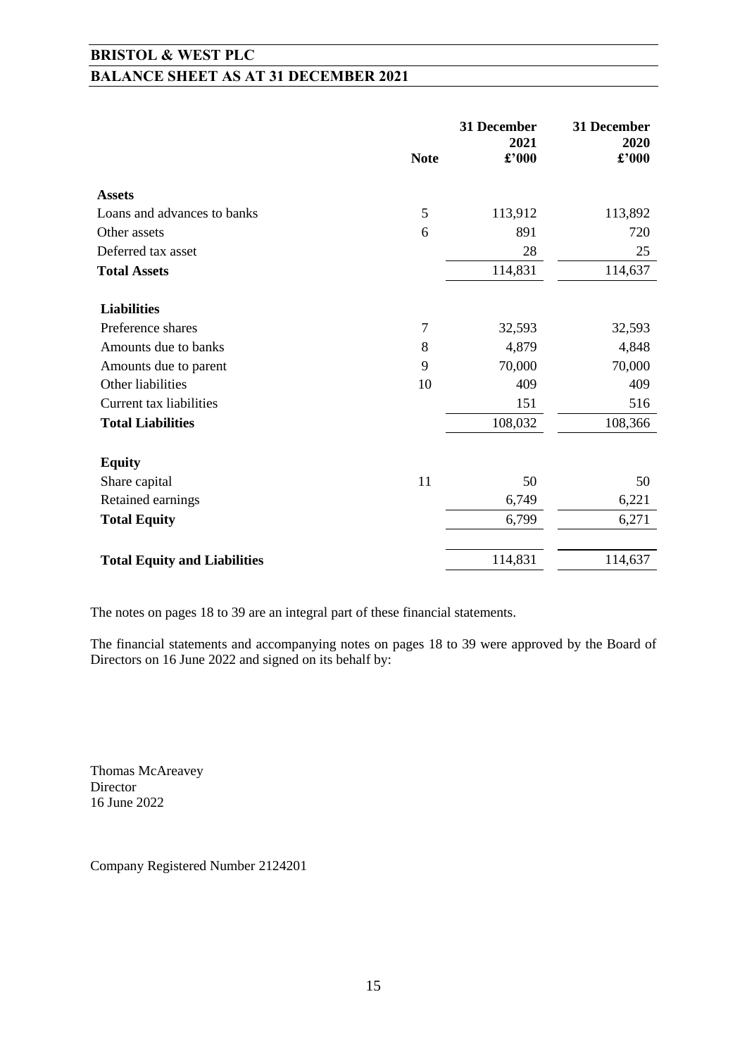# BRISTOL & WEST PLC

## BALANCE SHEET AS AT 31 DECEMBER 2021

| | Note | 31 December 2021 £'000 | 31 December 2020 £'000 |
|---|---|---|---|
| **Assets** | | | |
| Loans and advances to banks | 5 | 113,912 | 113,892 |
| Other assets | 6 | 891 | 720 |
| Deferred tax asset | | 28 | 25 |
| **Total Assets** | | 114,831 | 114,637 |
| **Liabilities** | | | |
| Preference shares | 7 | 32,593 | 32,593 |
| Amounts due to banks | 8 | 4,879 | 4,848 |
| Amounts due to parent | 9 | 70,000 | 70,000 |
| Other liabilities | 10 | 409 | 409 |
| Current tax liabilities | | 151 | 516 |
| **Total Liabilities** | | 108,032 | 108,366 |
| **Equity** | | | |
| Share capital | 11 | 50 | 50 |
| Retained earnings | | 6,749 | 6,221 |
| **Total Equity** | | 6,799 | 6,271 |
| **Total Equity and Liabilities** | | 114,831 | 114,637 |

The notes on pages 18 to 39 are an integral part of these financial statements.

The financial statements and accompanying notes on pages 18 to 39 were approved by the Board of Directors on 16 June 2022 and signed on its behalf by:

Thomas McAreavey
Director
16 June 2022

Company Registered Number 2124201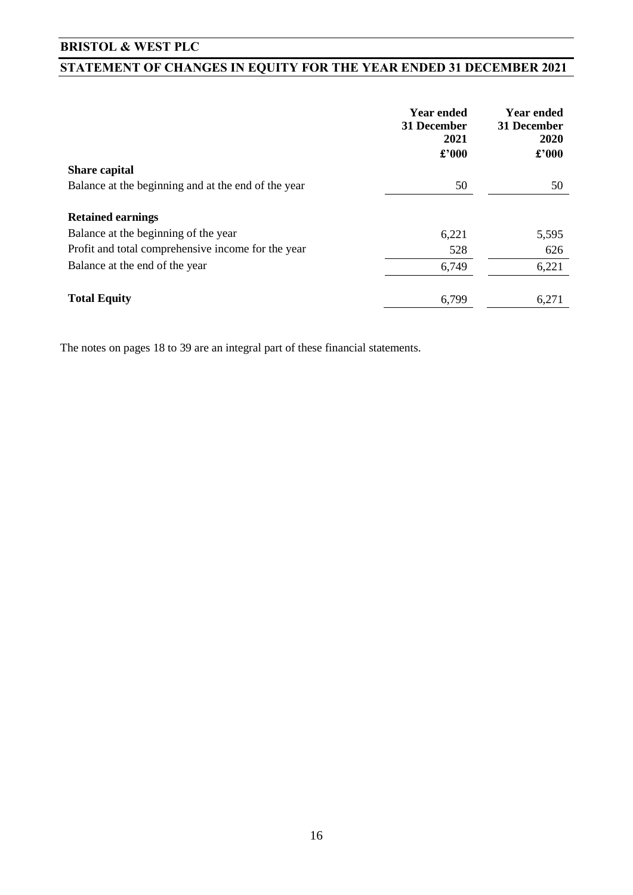# BRISTOL & WEST PLC

## STATEMENT OF CHANGES IN EQUITY FOR THE YEAR ENDED 31 DECEMBER 2021

| | Year ended 31 December 2021 £'000 | Year ended 31 December 2020 £'000 |
|---|---|---|
| **Share capital** | | |
| Balance at the beginning and at the end of the year | 50 | 50 |
| **Retained earnings** | | |
| Balance at the beginning of the year | 6,221 | 5,595 |
| Profit and total comprehensive income for the year | 528 | 626 |
| Balance at the end of the year | 6,749 | 6,221 |
| **Total Equity** | 6,799 | 6,271 |

The notes on pages 18 to 39 are an integral part of these financial statements.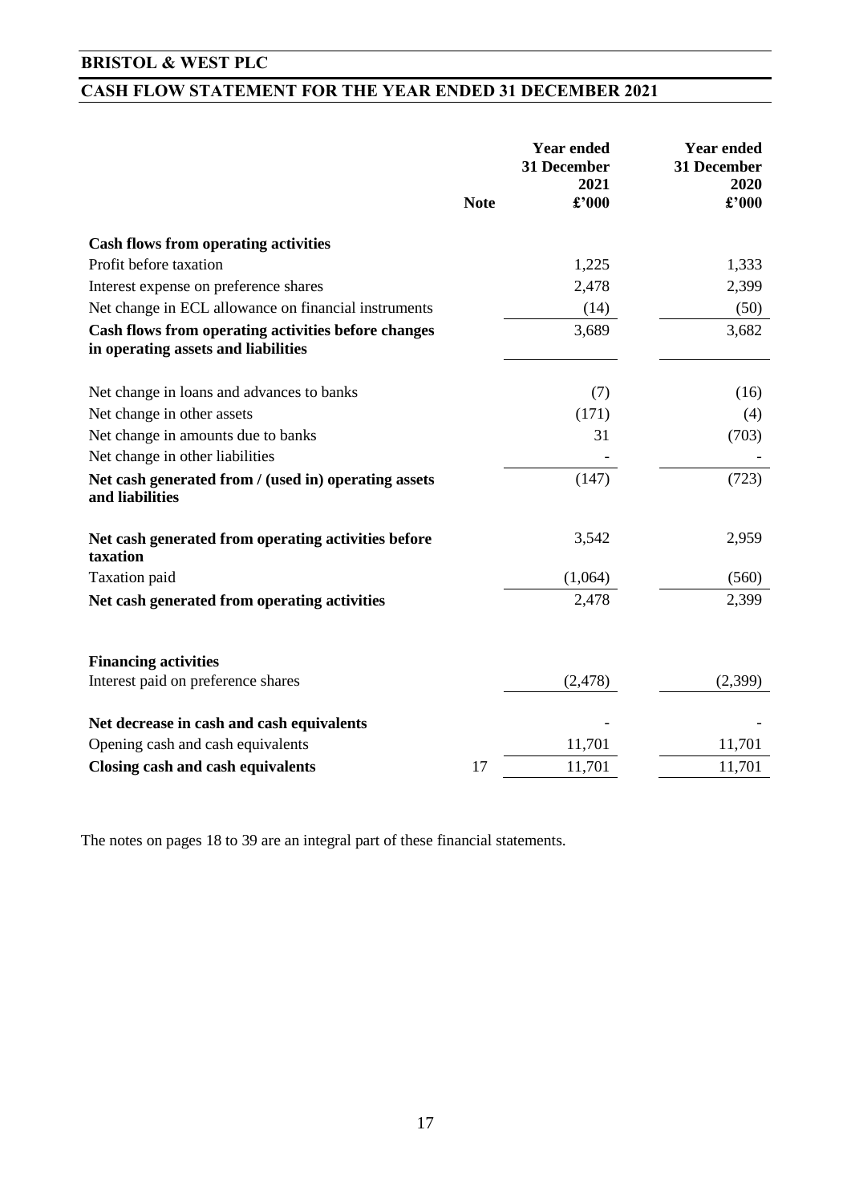# BRISTOL & WEST PLC

## CASH FLOW STATEMENT FOR THE YEAR ENDED 31 DECEMBER 2021

| | Note | Year ended 31 December 2021 £'000 | Year ended 31 December 2020 £'000 |
|---|---|---|---|
| **Cash flows from operating activities** | | | |
| Profit before taxation | | 1,225 | 1,333 |
| Interest expense on preference shares | | 2,478 | 2,399 |
| Net change in ECL allowance on financial instruments | | (14) | (50) |
| **Cash flows from operating activities before changes in operating assets and liabilities** | | 3,689 | 3,682 |
| | | | |
| Net change in loans and advances to banks | | (7) | (16) |
| Net change in other assets | | (171) | (4) |
| Net change in amounts due to banks | | 31 | (703) |
| Net change in other liabilities | | - | - |
| **Net cash generated from / (used in) operating assets and liabilities** | | (147) | (723) |
| | | | |
| **Net cash generated from operating activities before taxation** | | 3,542 | 2,959 |
| Taxation paid | | (1,064) | (560) |
| **Net cash generated from operating activities** | | 2,478 | 2,399 |
| | | | |
| **Financing activities** | | | |
| Interest paid on preference shares | | (2,478) | (2,399) |
| | | | |
| **Net decrease in cash and cash equivalents** | | - | - |
| Opening cash and cash equivalents | | 11,701 | 11,701 |
| **Closing cash and cash equivalents** | 17 | 11,701 | 11,701 |

The notes on pages 18 to 39 are an integral part of these financial statements.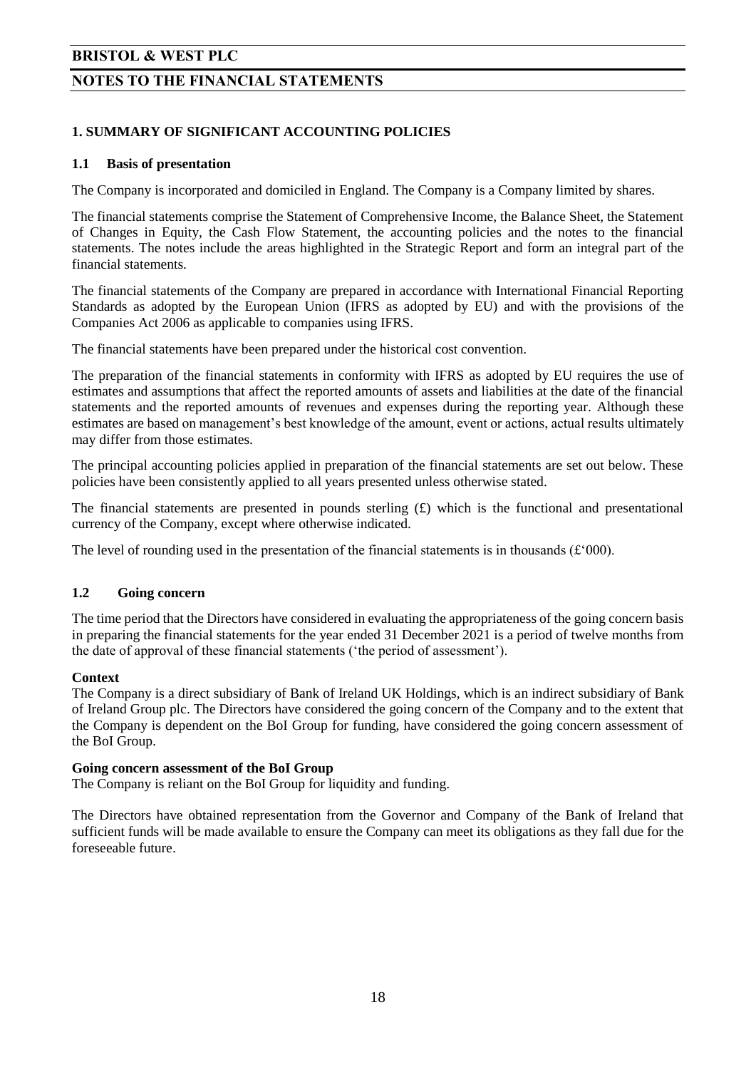# 1. SUMMARY OF SIGNIFICANT ACCOUNTING POLICIES

## 1.1 Basis of presentation

The Company is incorporated and domiciled in England. The Company is a Company limited by shares.

The financial statements comprise the Statement of Comprehensive Income, the Balance Sheet, the Statement of Changes in Equity, the Cash Flow Statement, the accounting policies and the notes to the financial statements. The notes include the areas highlighted in the Strategic Report and form an integral part of the financial statements.

The financial statements of the Company are prepared in accordance with International Financial Reporting Standards as adopted by the European Union (IFRS as adopted by EU) and with the provisions of the Companies Act 2006 as applicable to companies using IFRS.

The financial statements have been prepared under the historical cost convention.

The preparation of the financial statements in conformity with IFRS as adopted by EU requires the use of estimates and assumptions that affect the reported amounts of assets and liabilities at the date of the financial statements and the reported amounts of revenues and expenses during the reporting year. Although these estimates are based on management's best knowledge of the amount, event or actions, actual results ultimately may differ from those estimates.

The principal accounting policies applied in preparation of the financial statements are set out below. These policies have been consistently applied to all years presented unless otherwise stated.

The financial statements are presented in pounds sterling (£) which is the functional and presentational currency of the Company, except where otherwise indicated.

The level of rounding used in the presentation of the financial statements is in thousands (£'000).

## 1.2 Going concern

The time period that the Directors have considered in evaluating the appropriateness of the going concern basis in preparing the financial statements for the year ended 31 December 2021 is a period of twelve months from the date of approval of these financial statements ('the period of assessment').

**Context**

The Company is a direct subsidiary of Bank of Ireland UK Holdings, which is an indirect subsidiary of Bank of Ireland Group plc. The Directors have considered the going concern of the Company and to the extent that the Company is dependent on the BoI Group for funding, have considered the going concern assessment of the BoI Group.

**Going concern assessment of the BoI Group**

The Company is reliant on the BoI Group for liquidity and funding.

The Directors have obtained representation from the Governor and Company of the Bank of Ireland that sufficient funds will be made available to ensure the Company can meet its obligations as they fall due for the foreseeable future.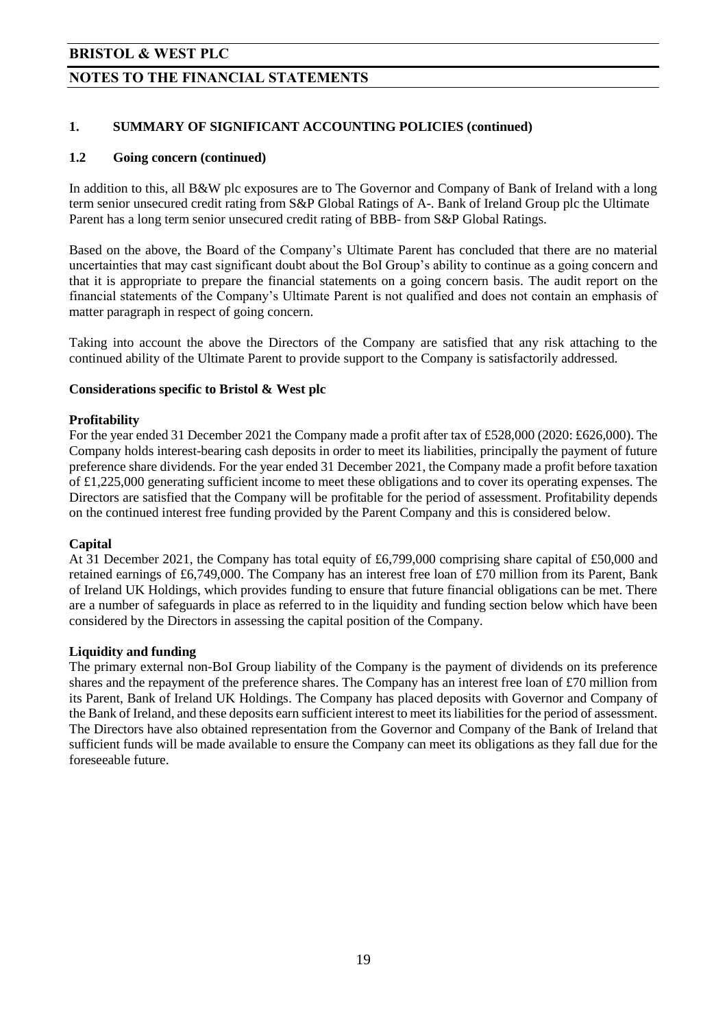## 1. SUMMARY OF SIGNIFICANT ACCOUNTING POLICIES (continued)

### 1.2 Going concern (continued)

In addition to this, all B&W plc exposures are to The Governor and Company of Bank of Ireland with a long term senior unsecured credit rating from S&P Global Ratings of A-. Bank of Ireland Group plc the Ultimate Parent has a long term senior unsecured credit rating of BBB- from S&P Global Ratings.

Based on the above, the Board of the Company's Ultimate Parent has concluded that there are no material uncertainties that may cast significant doubt about the BoI Group's ability to continue as a going concern and that it is appropriate to prepare the financial statements on a going concern basis. The audit report on the financial statements of the Company's Ultimate Parent is not qualified and does not contain an emphasis of matter paragraph in respect of going concern.

Taking into account the above the Directors of the Company are satisfied that any risk attaching to the continued ability of the Ultimate Parent to provide support to the Company is satisfactorily addressed.

**Considerations specific to Bristol & West plc**

**Profitability**

For the year ended 31 December 2021 the Company made a profit after tax of £528,000 (2020: £626,000). The Company holds interest-bearing cash deposits in order to meet its liabilities, principally the payment of future preference share dividends. For the year ended 31 December 2021, the Company made a profit before taxation of £1,225,000 generating sufficient income to meet these obligations and to cover its operating expenses. The Directors are satisfied that the Company will be profitable for the period of assessment. Profitability depends on the continued interest free funding provided by the Parent Company and this is considered below.

**Capital**

At 31 December 2021, the Company has total equity of £6,799,000 comprising share capital of £50,000 and retained earnings of £6,749,000. The Company has an interest free loan of £70 million from its Parent, Bank of Ireland UK Holdings, which provides funding to ensure that future financial obligations can be met. There are a number of safeguards in place as referred to in the liquidity and funding section below which have been considered by the Directors in assessing the capital position of the Company.

**Liquidity and funding**

The primary external non-BoI Group liability of the Company is the payment of dividends on its preference shares and the repayment of the preference shares. The Company has an interest free loan of £70 million from its Parent, Bank of Ireland UK Holdings. The Company has placed deposits with Governor and Company of the Bank of Ireland, and these deposits earn sufficient interest to meet its liabilities for the period of assessment. The Directors have also obtained representation from the Governor and Company of the Bank of Ireland that sufficient funds will be made available to ensure the Company can meet its obligations as they fall due for the foreseeable future.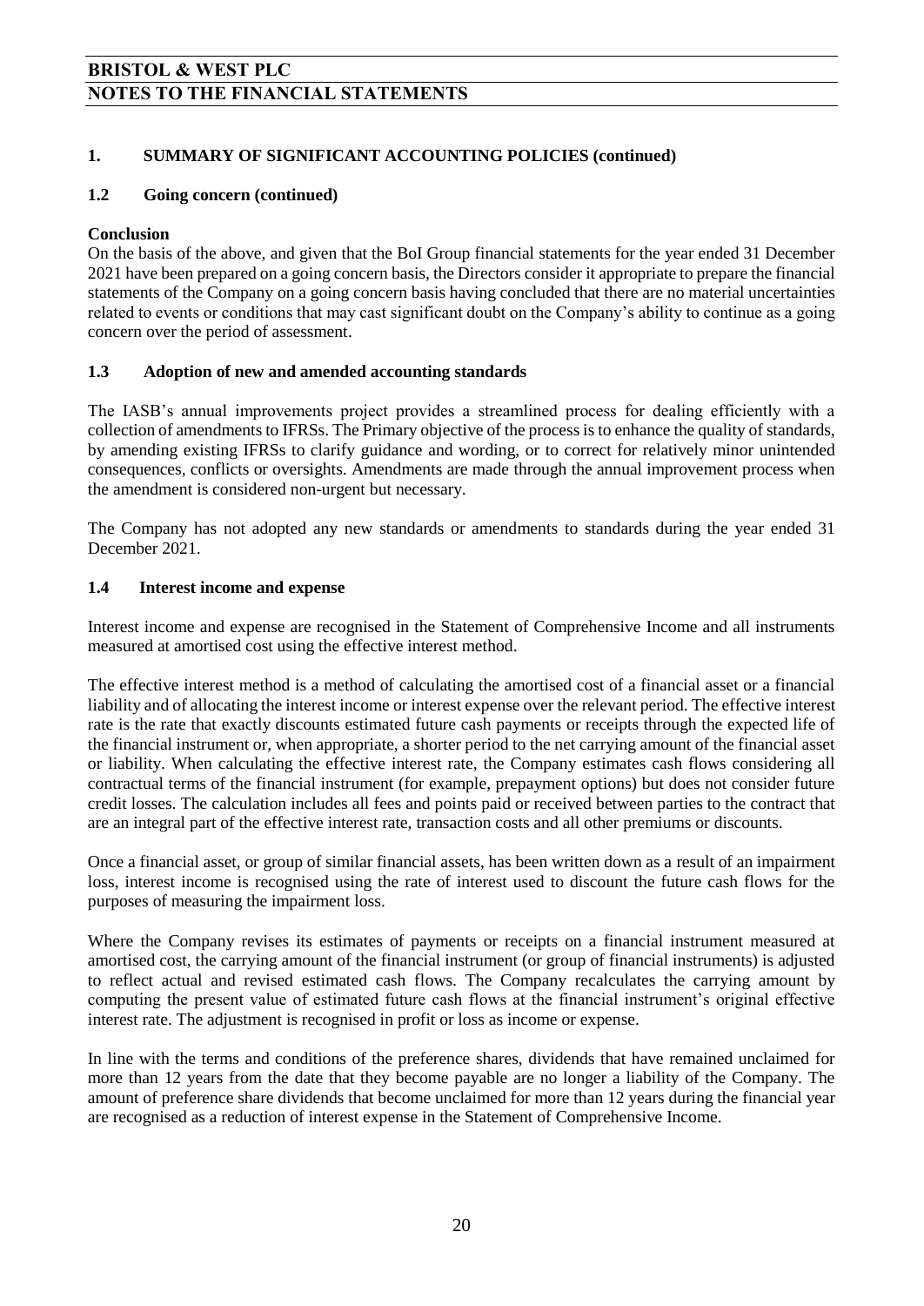## 1. SUMMARY OF SIGNIFICANT ACCOUNTING POLICIES (continued)

### 1.2 Going concern (continued)

**Conclusion**

On the basis of the above, and given that the BoI Group financial statements for the year ended 31 December 2021 have been prepared on a going concern basis, the Directors consider it appropriate to prepare the financial statements of the Company on a going concern basis having concluded that there are no material uncertainties related to events or conditions that may cast significant doubt on the Company's ability to continue as a going concern over the period of assessment.

### 1.3 Adoption of new and amended accounting standards

The IASB's annual improvements project provides a streamlined process for dealing efficiently with a collection of amendments to IFRSs. The Primary objective of the process is to enhance the quality of standards, by amending existing IFRSs to clarify guidance and wording, or to correct for relatively minor unintended consequences, conflicts or oversights. Amendments are made through the annual improvement process when the amendment is considered non-urgent but necessary.

The Company has not adopted any new standards or amendments to standards during the year ended 31 December 2021.

### 1.4 Interest income and expense

Interest income and expense are recognised in the Statement of Comprehensive Income and all instruments measured at amortised cost using the effective interest method.

The effective interest method is a method of calculating the amortised cost of a financial asset or a financial liability and of allocating the interest income or interest expense over the relevant period. The effective interest rate is the rate that exactly discounts estimated future cash payments or receipts through the expected life of the financial instrument or, when appropriate, a shorter period to the net carrying amount of the financial asset or liability. When calculating the effective interest rate, the Company estimates cash flows considering all contractual terms of the financial instrument (for example, prepayment options) but does not consider future credit losses. The calculation includes all fees and points paid or received between parties to the contract that are an integral part of the effective interest rate, transaction costs and all other premiums or discounts.

Once a financial asset, or group of similar financial assets, has been written down as a result of an impairment loss, interest income is recognised using the rate of interest used to discount the future cash flows for the purposes of measuring the impairment loss.

Where the Company revises its estimates of payments or receipts on a financial instrument measured at amortised cost, the carrying amount of the financial instrument (or group of financial instruments) is adjusted to reflect actual and revised estimated cash flows. The Company recalculates the carrying amount by computing the present value of estimated future cash flows at the financial instrument's original effective interest rate. The adjustment is recognised in profit or loss as income or expense.

In line with the terms and conditions of the preference shares, dividends that have remained unclaimed for more than 12 years from the date that they become payable are no longer a liability of the Company. The amount of preference share dividends that become unclaimed for more than 12 years during the financial year are recognised as a reduction of interest expense in the Statement of Comprehensive Income.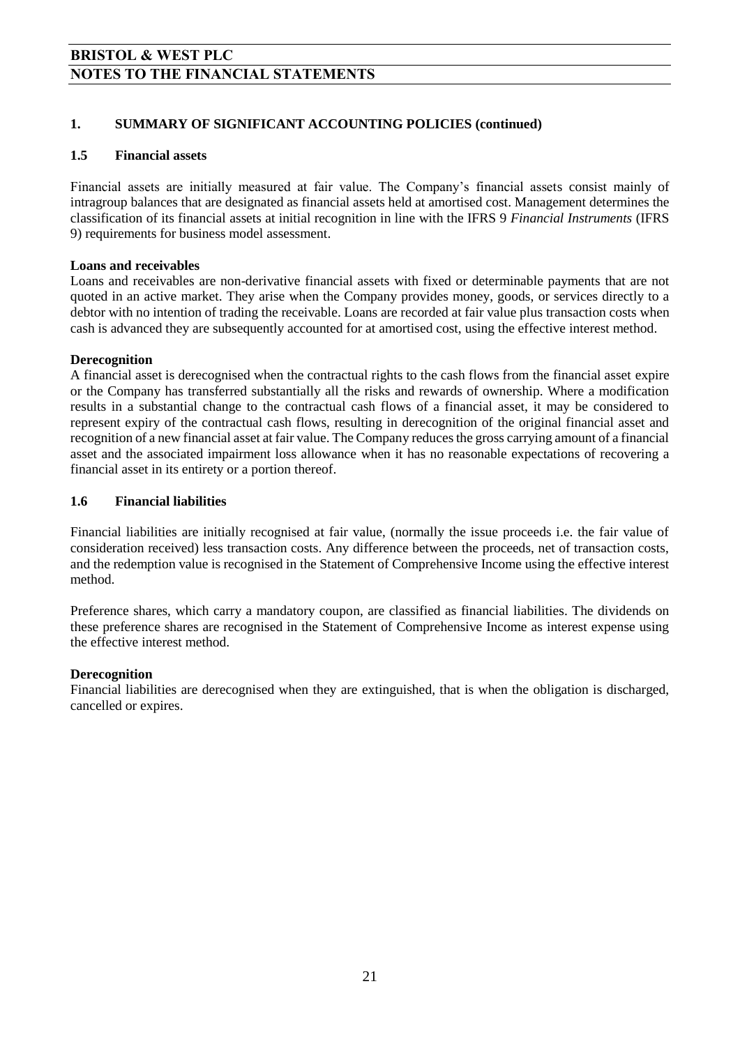## 1. SUMMARY OF SIGNIFICANT ACCOUNTING POLICIES (continued)

### 1.5 Financial assets

Financial assets are initially measured at fair value. The Company's financial assets consist mainly of intragroup balances that are designated as financial assets held at amortised cost. Management determines the classification of its financial assets at initial recognition in line with the IFRS 9 *Financial Instruments* (IFRS 9) requirements for business model assessment.

**Loans and receivables**
Loans and receivables are non-derivative financial assets with fixed or determinable payments that are not quoted in an active market. They arise when the Company provides money, goods, or services directly to a debtor with no intention of trading the receivable. Loans are recorded at fair value plus transaction costs when cash is advanced they are subsequently accounted for at amortised cost, using the effective interest method.

**Derecognition**
A financial asset is derecognised when the contractual rights to the cash flows from the financial asset expire or the Company has transferred substantially all the risks and rewards of ownership. Where a modification results in a substantial change to the contractual cash flows of a financial asset, it may be considered to represent expiry of the contractual cash flows, resulting in derecognition of the original financial asset and recognition of a new financial asset at fair value. The Company reduces the gross carrying amount of a financial asset and the associated impairment loss allowance when it has no reasonable expectations of recovering a financial asset in its entirety or a portion thereof.

### 1.6 Financial liabilities

Financial liabilities are initially recognised at fair value, (normally the issue proceeds i.e. the fair value of consideration received) less transaction costs. Any difference between the proceeds, net of transaction costs, and the redemption value is recognised in the Statement of Comprehensive Income using the effective interest method.

Preference shares, which carry a mandatory coupon, are classified as financial liabilities. The dividends on these preference shares are recognised in the Statement of Comprehensive Income as interest expense using the effective interest method.

**Derecognition**
Financial liabilities are derecognised when they are extinguished, that is when the obligation is discharged, cancelled or expires.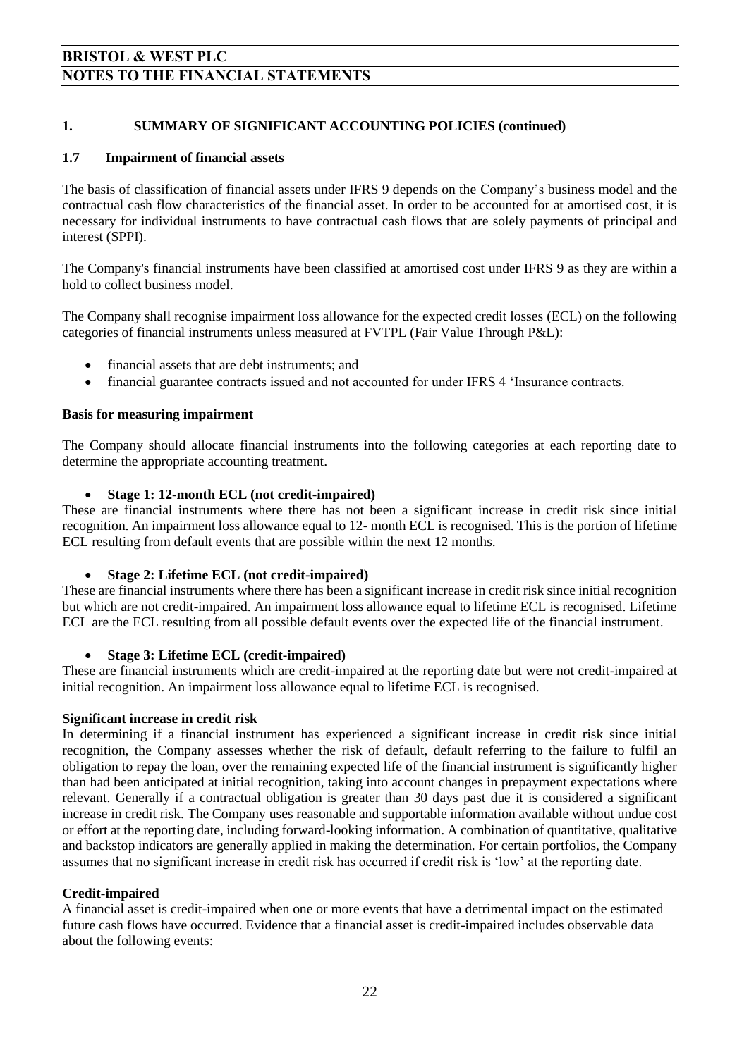## 1. SUMMARY OF SIGNIFICANT ACCOUNTING POLICIES (continued)

### 1.7 Impairment of financial assets

The basis of classification of financial assets under IFRS 9 depends on the Company's business model and the contractual cash flow characteristics of the financial asset. In order to be accounted for at amortised cost, it is necessary for individual instruments to have contractual cash flows that are solely payments of principal and interest (SPPI).

The Company's financial instruments have been classified at amortised cost under IFRS 9 as they are within a hold to collect business model.

The Company shall recognise impairment loss allowance for the expected credit losses (ECL) on the following categories of financial instruments unless measured at FVTPL (Fair Value Through P&L):

- financial assets that are debt instruments; and
- financial guarantee contracts issued and not accounted for under IFRS 4 'Insurance contracts.

**Basis for measuring impairment**

The Company should allocate financial instruments into the following categories at each reporting date to determine the appropriate accounting treatment.

- **Stage 1: 12-month ECL (not credit-impaired)**

These are financial instruments where there has not been a significant increase in credit risk since initial recognition. An impairment loss allowance equal to 12- month ECL is recognised. This is the portion of lifetime ECL resulting from default events that are possible within the next 12 months.

- **Stage 2: Lifetime ECL (not credit-impaired)**

These are financial instruments where there has been a significant increase in credit risk since initial recognition but which are not credit-impaired. An impairment loss allowance equal to lifetime ECL is recognised. Lifetime ECL are the ECL resulting from all possible default events over the expected life of the financial instrument.

- **Stage 3: Lifetime ECL (credit-impaired)**

These are financial instruments which are credit-impaired at the reporting date but were not credit-impaired at initial recognition. An impairment loss allowance equal to lifetime ECL is recognised.

**Significant increase in credit risk**

In determining if a financial instrument has experienced a significant increase in credit risk since initial recognition, the Company assesses whether the risk of default, default referring to the failure to fulfil an obligation to repay the loan, over the remaining expected life of the financial instrument is significantly higher than had been anticipated at initial recognition, taking into account changes in prepayment expectations where relevant. Generally if a contractual obligation is greater than 30 days past due it is considered a significant increase in credit risk. The Company uses reasonable and supportable information available without undue cost or effort at the reporting date, including forward-looking information. A combination of quantitative, qualitative and backstop indicators are generally applied in making the determination. For certain portfolios, the Company assumes that no significant increase in credit risk has occurred if credit risk is 'low' at the reporting date.

**Credit-impaired**

A financial asset is credit-impaired when one or more events that have a detrimental impact on the estimated future cash flows have occurred. Evidence that a financial asset is credit-impaired includes observable data about the following events: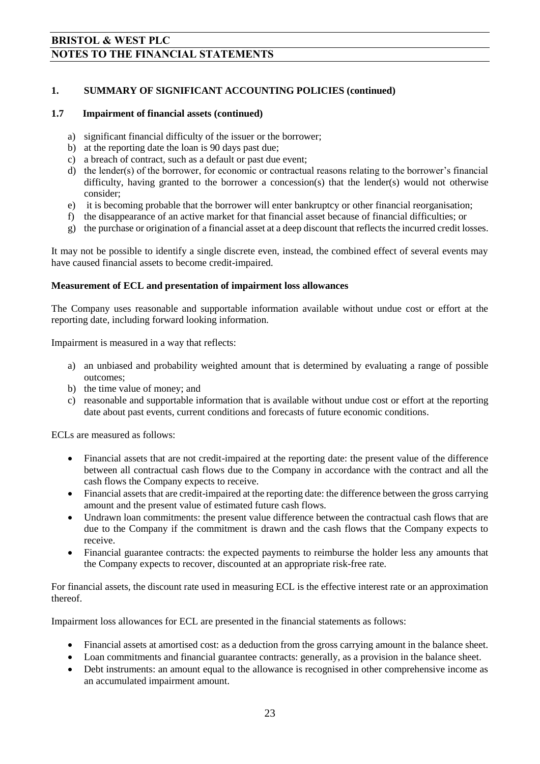# BRISTOL & WEST PLC

## NOTES TO THE FINANCIAL STATEMENTS

### 1. SUMMARY OF SIGNIFICANT ACCOUNTING POLICIES (continued)

#### 1.7 Impairment of financial assets (continued)

a) significant financial difficulty of the issuer or the borrower;
b) at the reporting date the loan is 90 days past due;
c) a breach of contract, such as a default or past due event;
d) the lender(s) of the borrower, for economic or contractual reasons relating to the borrower's financial difficulty, having granted to the borrower a concession(s) that the lender(s) would not otherwise consider;
e) it is becoming probable that the borrower will enter bankruptcy or other financial reorganisation;
f) the disappearance of an active market for that financial asset because of financial difficulties; or
g) the purchase or origination of a financial asset at a deep discount that reflects the incurred credit losses.

It may not be possible to identify a single discrete even, instead, the combined effect of several events may have caused financial assets to become credit-impaired.

**Measurement of ECL and presentation of impairment loss allowances**

The Company uses reasonable and supportable information available without undue cost or effort at the reporting date, including forward looking information.

Impairment is measured in a way that reflects:

a) an unbiased and probability weighted amount that is determined by evaluating a range of possible outcomes;
b) the time value of money; and
c) reasonable and supportable information that is available without undue cost or effort at the reporting date about past events, current conditions and forecasts of future economic conditions.

ECLs are measured as follows:

- Financial assets that are not credit-impaired at the reporting date: the present value of the difference between all contractual cash flows due to the Company in accordance with the contract and all the cash flows the Company expects to receive.
- Financial assets that are credit-impaired at the reporting date: the difference between the gross carrying amount and the present value of estimated future cash flows.
- Undrawn loan commitments: the present value difference between the contractual cash flows that are due to the Company if the commitment is drawn and the cash flows that the Company expects to receive.
- Financial guarantee contracts: the expected payments to reimburse the holder less any amounts that the Company expects to recover, discounted at an appropriate risk-free rate.

For financial assets, the discount rate used in measuring ECL is the effective interest rate or an approximation thereof.

Impairment loss allowances for ECL are presented in the financial statements as follows:

- Financial assets at amortised cost: as a deduction from the gross carrying amount in the balance sheet.
- Loan commitments and financial guarantee contracts: generally, as a provision in the balance sheet.
- Debt instruments: an amount equal to the allowance is recognised in other comprehensive income as an accumulated impairment amount.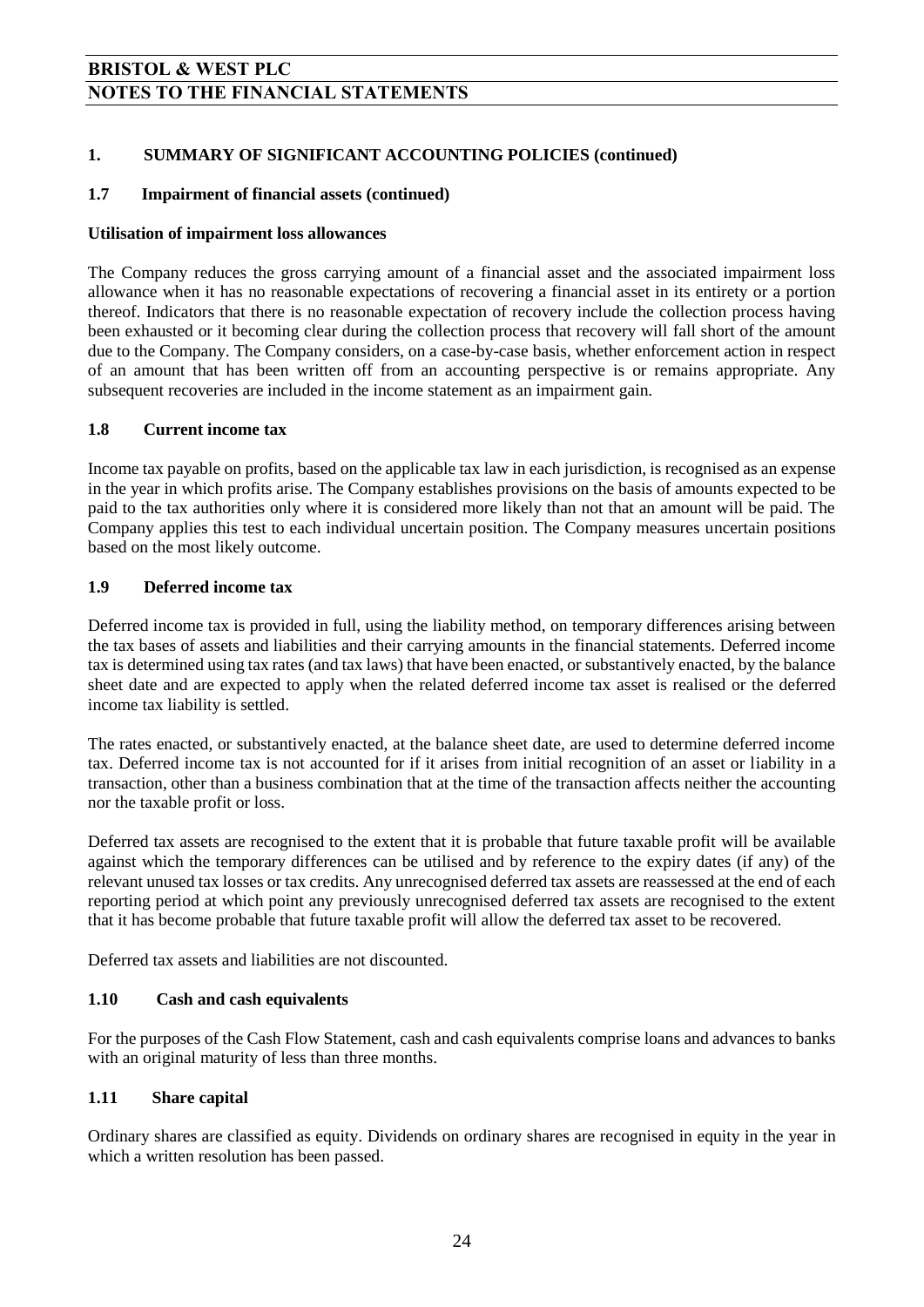## 1. SUMMARY OF SIGNIFICANT ACCOUNTING POLICIES (continued)

### 1.7 Impairment of financial assets (continued)

**Utilisation of impairment loss allowances**

The Company reduces the gross carrying amount of a financial asset and the associated impairment loss allowance when it has no reasonable expectations of recovering a financial asset in its entirety or a portion thereof. Indicators that there is no reasonable expectation of recovery include the collection process having been exhausted or it becoming clear during the collection process that recovery will fall short of the amount due to the Company. The Company considers, on a case-by-case basis, whether enforcement action in respect of an amount that has been written off from an accounting perspective is or remains appropriate. Any subsequent recoveries are included in the income statement as an impairment gain.

### 1.8 Current income tax

Income tax payable on profits, based on the applicable tax law in each jurisdiction, is recognised as an expense in the year in which profits arise. The Company establishes provisions on the basis of amounts expected to be paid to the tax authorities only where it is considered more likely than not that an amount will be paid. The Company applies this test to each individual uncertain position. The Company measures uncertain positions based on the most likely outcome.

### 1.9 Deferred income tax

Deferred income tax is provided in full, using the liability method, on temporary differences arising between the tax bases of assets and liabilities and their carrying amounts in the financial statements. Deferred income tax is determined using tax rates (and tax laws) that have been enacted, or substantively enacted, by the balance sheet date and are expected to apply when the related deferred income tax asset is realised or the deferred income tax liability is settled.

The rates enacted, or substantively enacted, at the balance sheet date, are used to determine deferred income tax. Deferred income tax is not accounted for if it arises from initial recognition of an asset or liability in a transaction, other than a business combination that at the time of the transaction affects neither the accounting nor the taxable profit or loss.

Deferred tax assets are recognised to the extent that it is probable that future taxable profit will be available against which the temporary differences can be utilised and by reference to the expiry dates (if any) of the relevant unused tax losses or tax credits. Any unrecognised deferred tax assets are reassessed at the end of each reporting period at which point any previously unrecognised deferred tax assets are recognised to the extent that it has become probable that future taxable profit will allow the deferred tax asset to be recovered.

Deferred tax assets and liabilities are not discounted.

### 1.10 Cash and cash equivalents

For the purposes of the Cash Flow Statement, cash and cash equivalents comprise loans and advances to banks with an original maturity of less than three months.

### 1.11 Share capital

Ordinary shares are classified as equity. Dividends on ordinary shares are recognised in equity in the year in which a written resolution has been passed.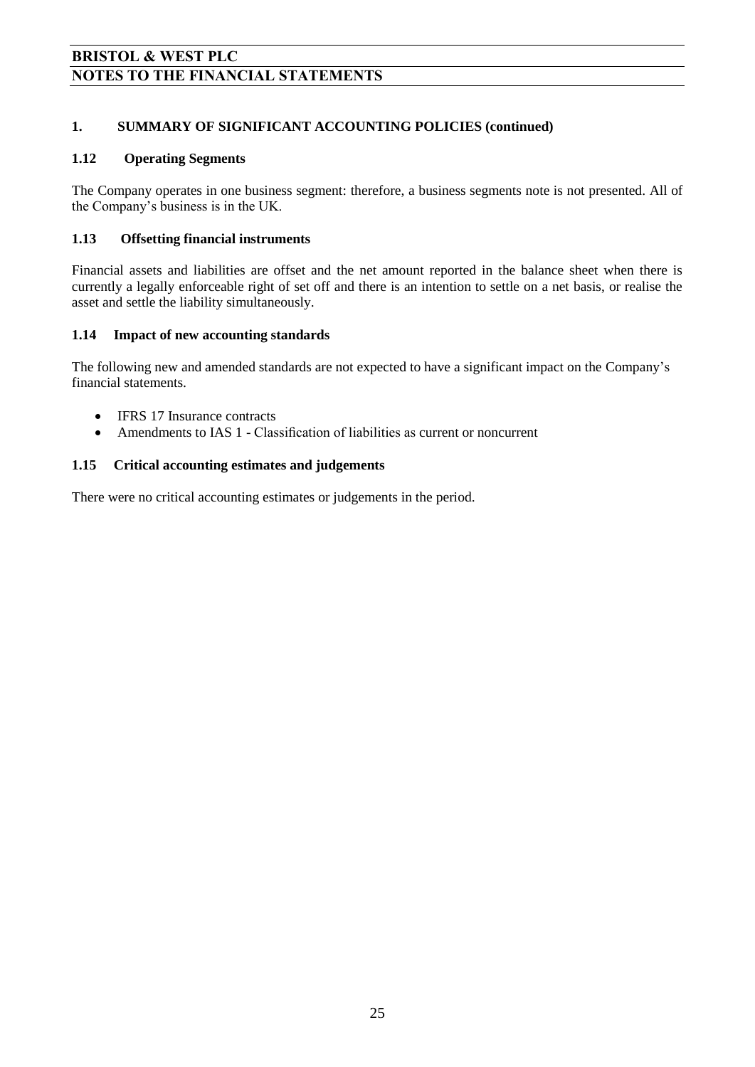## 1. SUMMARY OF SIGNIFICANT ACCOUNTING POLICIES (continued)

### 1.12 Operating Segments

The Company operates in one business segment: therefore, a business segments note is not presented. All of the Company's business is in the UK.

### 1.13 Offsetting financial instruments

Financial assets and liabilities are offset and the net amount reported in the balance sheet when there is currently a legally enforceable right of set off and there is an intention to settle on a net basis, or realise the asset and settle the liability simultaneously.

### 1.14 Impact of new accounting standards

The following new and amended standards are not expected to have a significant impact on the Company's financial statements.

- IFRS 17 Insurance contracts
- Amendments to IAS 1 - Classification of liabilities as current or noncurrent

### 1.15 Critical accounting estimates and judgements

There were no critical accounting estimates or judgements in the period.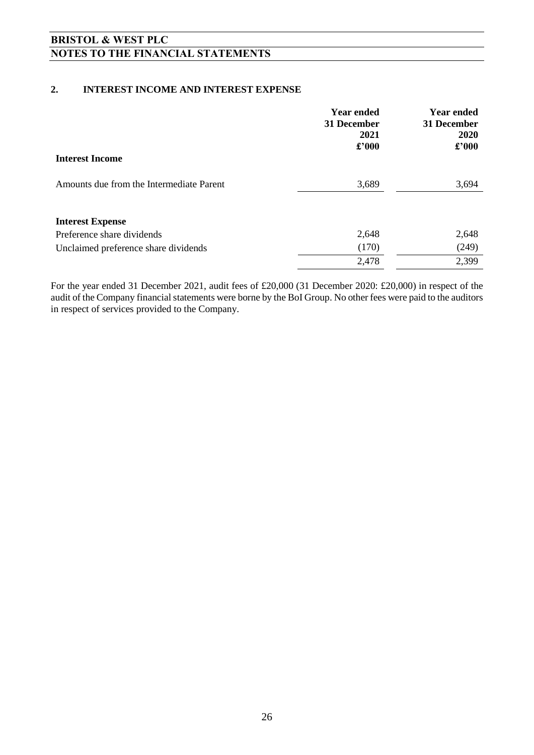# BRISTOL & WEST PLC

## NOTES TO THE FINANCIAL STATEMENTS

### 2. INTEREST INCOME AND INTEREST EXPENSE

| | Year ended 31 December 2021 £'000 | Year ended 31 December 2020 £'000 |
|---|---|---|
| **Interest Income** | | |
| Amounts due from the Intermediate Parent | 3,689 | 3,694 |
| | | |
| **Interest Expense** | | |
| Preference share dividends | 2,648 | 2,648 |
| Unclaimed preference share dividends | (170) | (249) |
| | 2,478 | 2,399 |

For the year ended 31 December 2021, audit fees of £20,000 (31 December 2020: £20,000) in respect of the audit of the Company financial statements were borne by the BoI Group. No other fees were paid to the auditors in respect of services provided to the Company.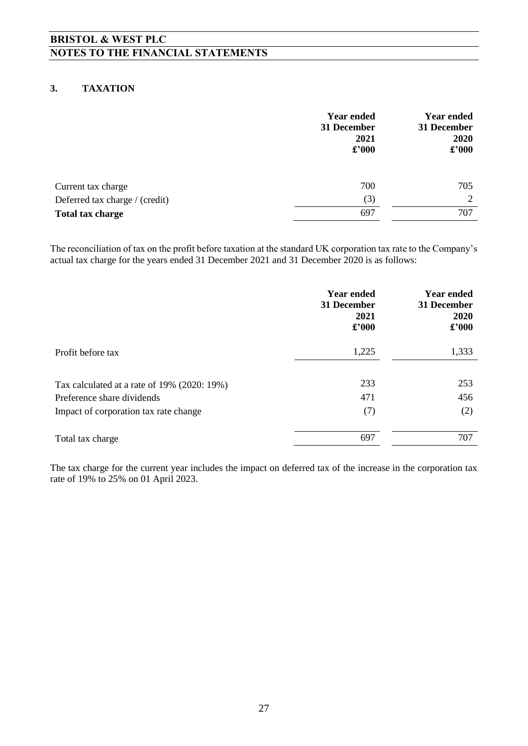## 3. TAXATION

| | Year ended 31 December 2021 £'000 | Year ended 31 December 2020 £'000 |
|---|---|---|
| Current tax charge | 700 | 705 |
| Deferred tax charge / (credit) | (3) | 2 |
| **Total tax charge** | 697 | 707 |

The reconciliation of tax on the profit before taxation at the standard UK corporation tax rate to the Company's actual tax charge for the years ended 31 December 2021 and 31 December 2020 is as follows:

| | Year ended 31 December 2021 £'000 | Year ended 31 December 2020 £'000 |
|---|---|---|
| Profit before tax | 1,225 | 1,333 |
| | | |
| Tax calculated at a rate of 19% (2020: 19%) | 233 | 253 |
| Preference share dividends | 471 | 456 |
| Impact of corporation tax rate change | (7) | (2) |
| | | |
| Total tax charge | 697 | 707 |

The tax charge for the current year includes the impact on deferred tax of the increase in the corporation tax rate of 19% to 25% on 01 April 2023.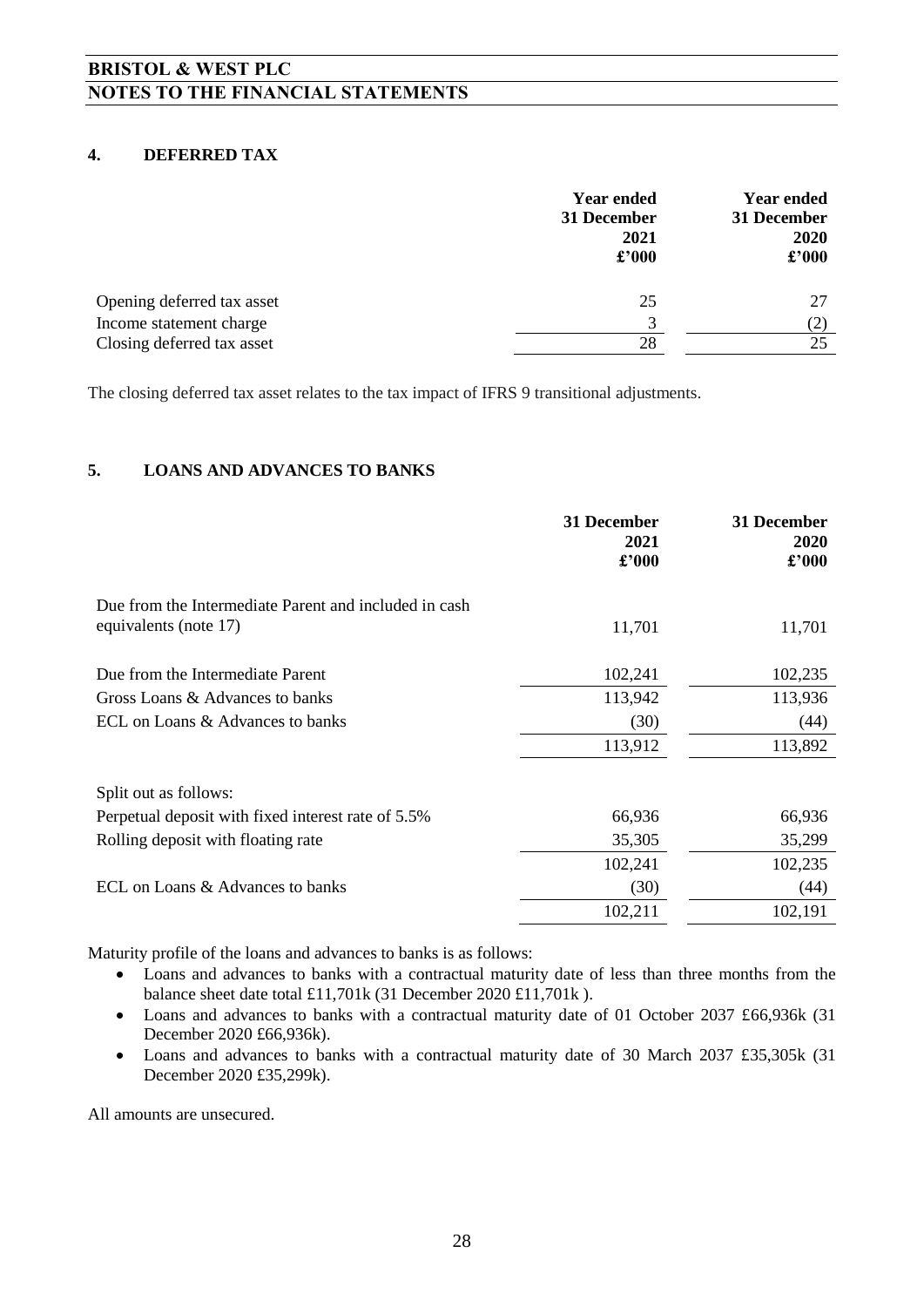## 4. DEFERRED TAX

| | Year ended 31 December 2021 £'000 | Year ended 31 December 2020 £'000 |
|---|---|---|
| Opening deferred tax asset | 25 | 27 |
| Income statement charge | 3 | (2) |
| Closing deferred tax asset | 28 | 25 |

The closing deferred tax asset relates to the tax impact of IFRS 9 transitional adjustments.

## 5. LOANS AND ADVANCES TO BANKS

| | 31 December 2021 £'000 | 31 December 2020 £'000 |
|---|---|---|
| Due from the Intermediate Parent and included in cash equivalents (note 17) | 11,701 | 11,701 |
| Due from the Intermediate Parent | 102,241 | 102,235 |
| Gross Loans & Advances to banks | 113,942 | 113,936 |
| ECL on Loans & Advances to banks | (30) | (44) |
| | 113,912 | 113,892 |
| Split out as follows: | | |
| Perpetual deposit with fixed interest rate of 5.5% | 66,936 | 66,936 |
| Rolling deposit with floating rate | 35,305 | 35,299 |
| | 102,241 | 102,235 |
| ECL on Loans & Advances to banks | (30) | (44) |
| | 102,211 | 102,191 |

Maturity profile of the loans and advances to banks is as follows:

- Loans and advances to banks with a contractual maturity date of less than three months from the balance sheet date total £11,701k (31 December 2020 £11,701k ).
- Loans and advances to banks with a contractual maturity date of 01 October 2037 £66,936k (31 December 2020 £66,936k).
- Loans and advances to banks with a contractual maturity date of 30 March 2037 £35,305k (31 December 2020 £35,299k).

All amounts are unsecured.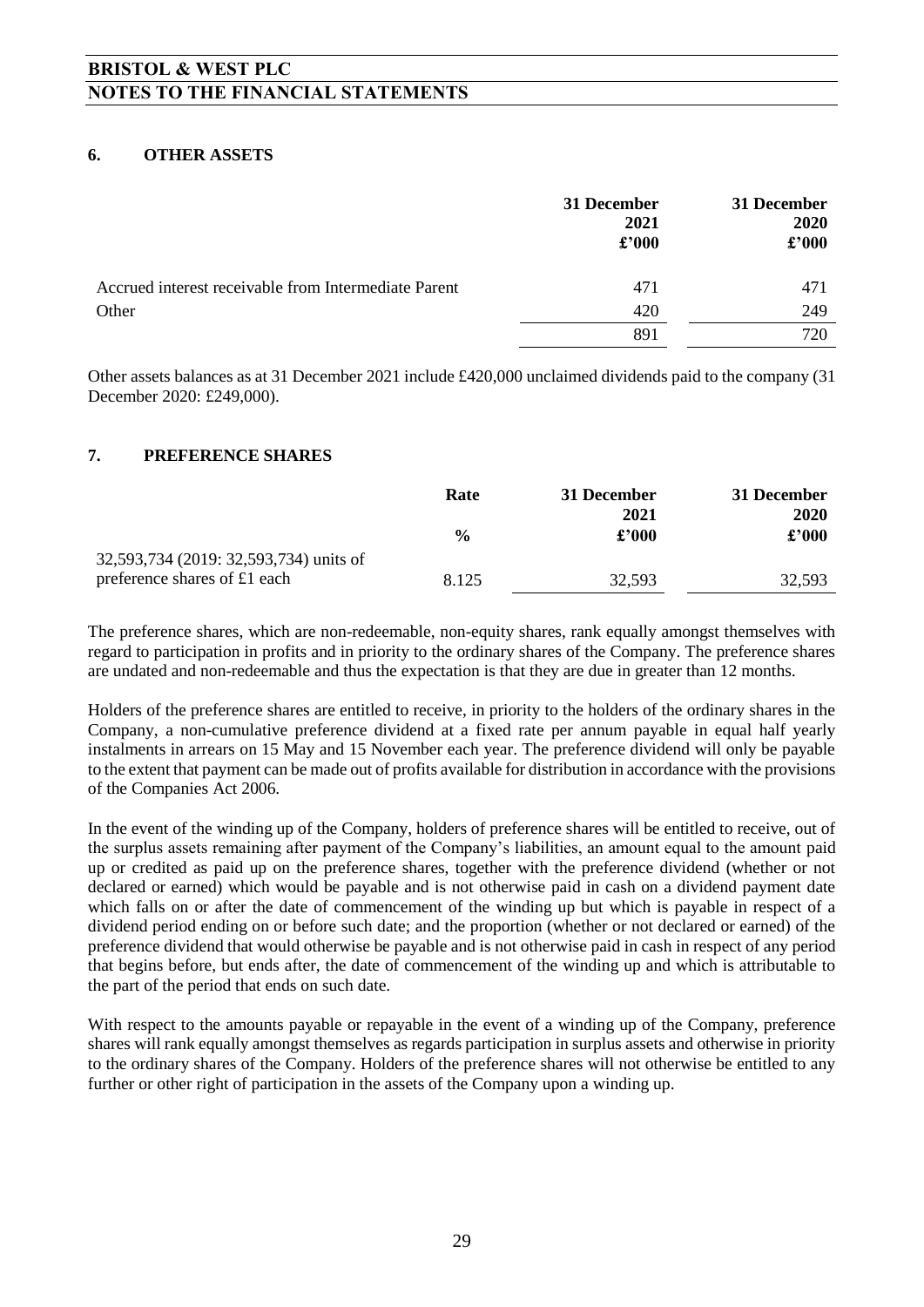## 6. OTHER ASSETS

| | 31 December 2021 £'000 | 31 December 2020 £'000 |
|---|---|---|
| Accrued interest receivable from Intermediate Parent | 471 | 471 |
| Other | 420 | 249 |
| | 891 | 720 |

Other assets balances as at 31 December 2021 include £420,000 unclaimed dividends paid to the company (31 December 2020: £249,000).

## 7. PREFERENCE SHARES

| | Rate % | 31 December 2021 £'000 | 31 December 2020 £'000 |
|---|---|---|---|
| 32,593,734 (2019: 32,593,734) units of preference shares of £1 each | 8.125 | 32,593 | 32,593 |

The preference shares, which are non-redeemable, non-equity shares, rank equally amongst themselves with regard to participation in profits and in priority to the ordinary shares of the Company. The preference shares are undated and non-redeemable and thus the expectation is that they are due in greater than 12 months.

Holders of the preference shares are entitled to receive, in priority to the holders of the ordinary shares in the Company, a non-cumulative preference dividend at a fixed rate per annum payable in equal half yearly instalments in arrears on 15 May and 15 November each year. The preference dividend will only be payable to the extent that payment can be made out of profits available for distribution in accordance with the provisions of the Companies Act 2006.

In the event of the winding up of the Company, holders of preference shares will be entitled to receive, out of the surplus assets remaining after payment of the Company's liabilities, an amount equal to the amount paid up or credited as paid up on the preference shares, together with the preference dividend (whether or not declared or earned) which would be payable and is not otherwise paid in cash on a dividend payment date which falls on or after the date of commencement of the winding up but which is payable in respect of a dividend period ending on or before such date; and the proportion (whether or not declared or earned) of the preference dividend that would otherwise be payable and is not otherwise paid in cash in respect of any period that begins before, but ends after, the date of commencement of the winding up and which is attributable to the part of the period that ends on such date.

With respect to the amounts payable or repayable in the event of a winding up of the Company, preference shares will rank equally amongst themselves as regards participation in surplus assets and otherwise in priority to the ordinary shares of the Company. Holders of the preference shares will not otherwise be entitled to any further or other right of participation in the assets of the Company upon a winding up.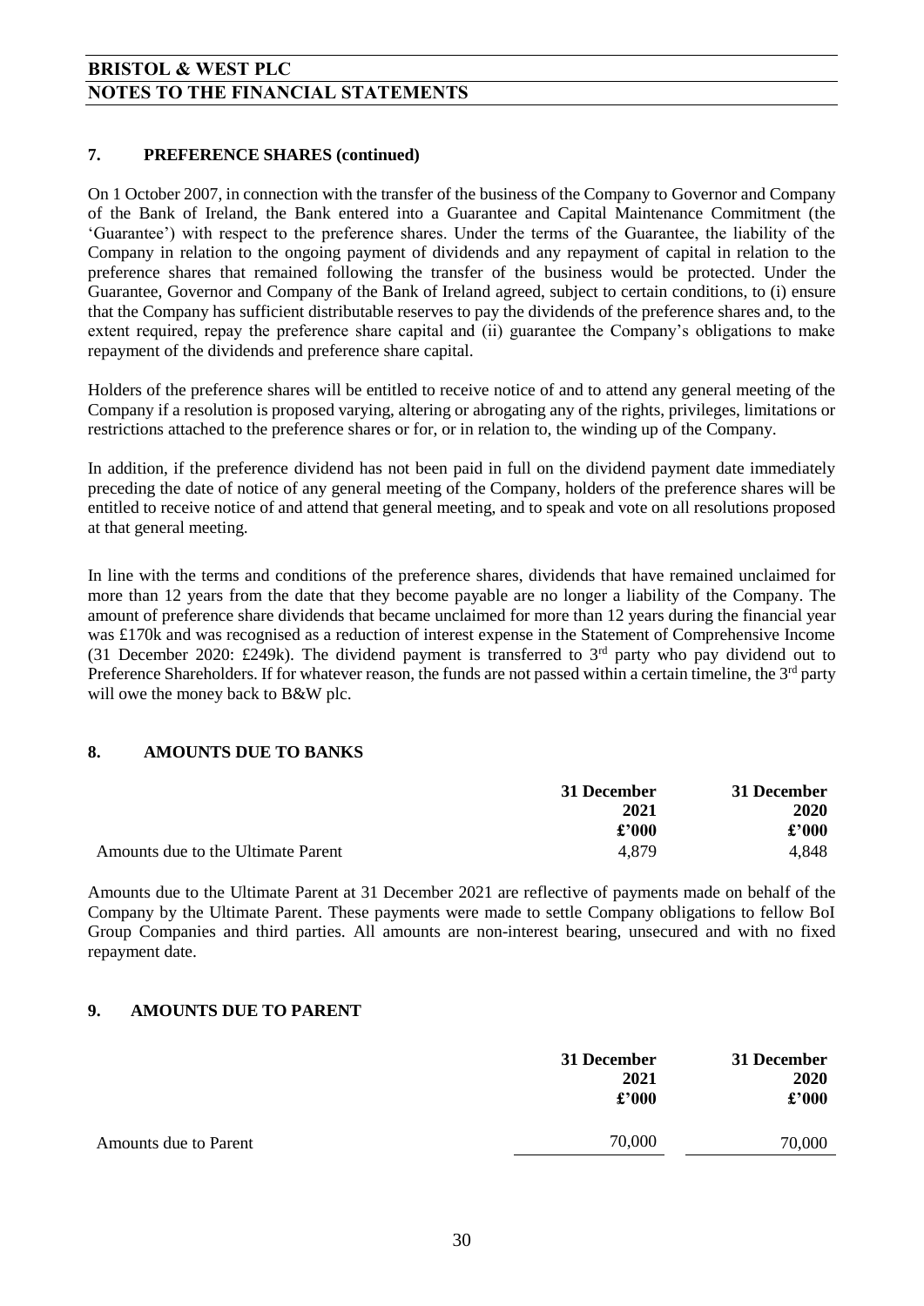# BRISTOL & WEST PLC
# NOTES TO THE FINANCIAL STATEMENTS

### 7. PREFERENCE SHARES (continued)

On 1 October 2007, in connection with the transfer of the business of the Company to Governor and Company of the Bank of Ireland, the Bank entered into a Guarantee and Capital Maintenance Commitment (the 'Guarantee') with respect to the preference shares. Under the terms of the Guarantee, the liability of the Company in relation to the ongoing payment of dividends and any repayment of capital in relation to the preference shares that remained following the transfer of the business would be protected. Under the Guarantee, Governor and Company of the Bank of Ireland agreed, subject to certain conditions, to (i) ensure that the Company has sufficient distributable reserves to pay the dividends of the preference shares and, to the extent required, repay the preference share capital and (ii) guarantee the Company's obligations to make repayment of the dividends and preference share capital.

Holders of the preference shares will be entitled to receive notice of and to attend any general meeting of the Company if a resolution is proposed varying, altering or abrogating any of the rights, privileges, limitations or restrictions attached to the preference shares or for, or in relation to, the winding up of the Company.

In addition, if the preference dividend has not been paid in full on the dividend payment date immediately preceding the date of notice of any general meeting of the Company, holders of the preference shares will be entitled to receive notice of and attend that general meeting, and to speak and vote on all resolutions proposed at that general meeting.

In line with the terms and conditions of the preference shares, dividends that have remained unclaimed for more than 12 years from the date that they become payable are no longer a liability of the Company. The amount of preference share dividends that became unclaimed for more than 12 years during the financial year was £170k and was recognised as a reduction of interest expense in the Statement of Comprehensive Income (31 December 2020: £249k). The dividend payment is transferred to 3rd party who pay dividend out to Preference Shareholders. If for whatever reason, the funds are not passed within a certain timeline, the 3rd party will owe the money back to B&W plc.

### 8. AMOUNTS DUE TO BANKS

| | 31 December 2021 £'000 | 31 December 2020 £'000 |
|---|---|---|
| Amounts due to the Ultimate Parent | 4,879 | 4,848 |

Amounts due to the Ultimate Parent at 31 December 2021 are reflective of payments made on behalf of the Company by the Ultimate Parent. These payments were made to settle Company obligations to fellow BoI Group Companies and third parties. All amounts are non-interest bearing, unsecured and with no fixed repayment date.

### 9. AMOUNTS DUE TO PARENT

| | 31 December 2021 £'000 | 31 December 2020 £'000 |
|---|---|---|
| Amounts due to Parent | 70,000 | 70,000 |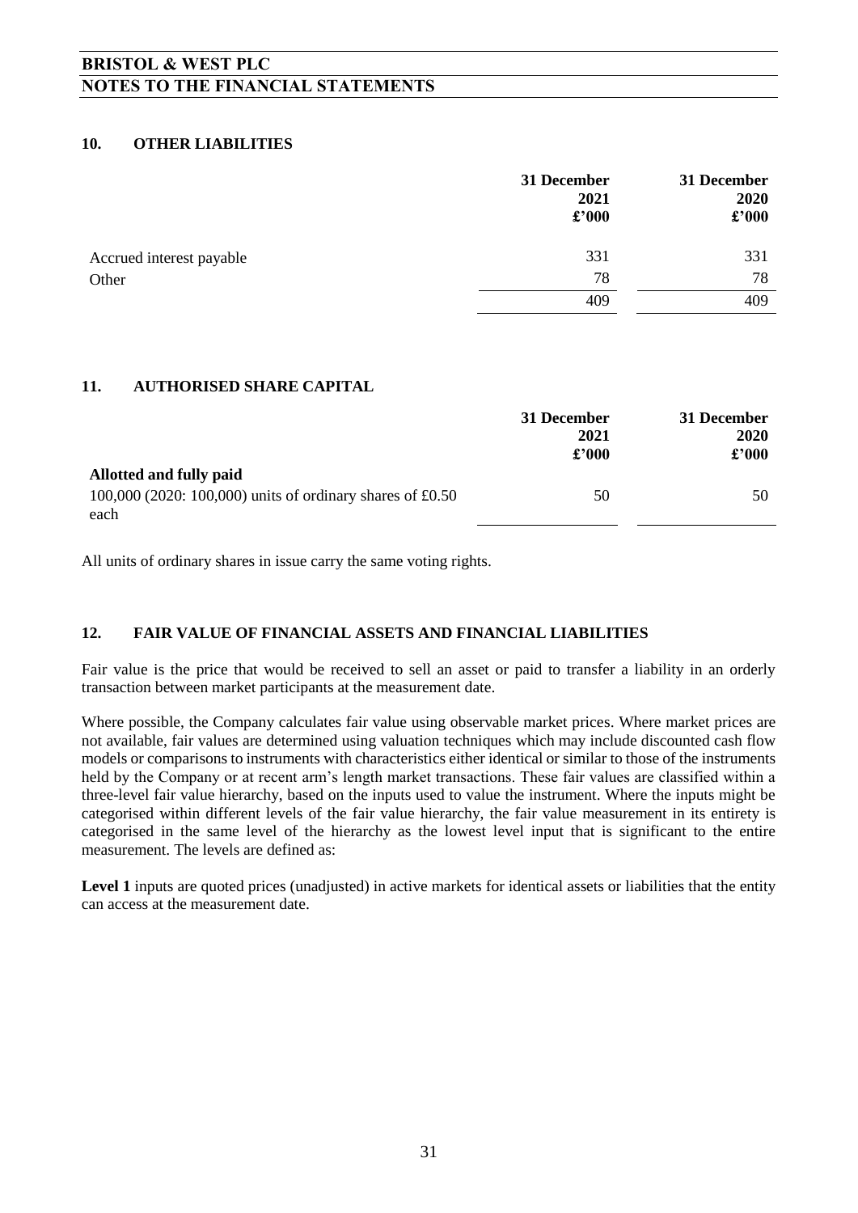# BRISTOL & WEST PLC
# NOTES TO THE FINANCIAL STATEMENTS

## 10. OTHER LIABILITIES

| | 31 December 2021 £'000 | 31 December 2020 £'000 |
|---|---|---|
| Accrued interest payable | 331 | 331 |
| Other | 78 | 78 |
| | 409 | 409 |

## 11. AUTHORISED SHARE CAPITAL

| | 31 December 2021 £'000 | 31 December 2020 £'000 |
|---|---|---|
| **Allotted and fully paid** | | |
| 100,000 (2020: 100,000) units of ordinary shares of £0.50 each | 50 | 50 |

All units of ordinary shares in issue carry the same voting rights.

## 12. FAIR VALUE OF FINANCIAL ASSETS AND FINANCIAL LIABILITIES

Fair value is the price that would be received to sell an asset or paid to transfer a liability in an orderly transaction between market participants at the measurement date.

Where possible, the Company calculates fair value using observable market prices. Where market prices are not available, fair values are determined using valuation techniques which may include discounted cash flow models or comparisons to instruments with characteristics either identical or similar to those of the instruments held by the Company or at recent arm's length market transactions. These fair values are classified within a three-level fair value hierarchy, based on the inputs used to value the instrument. Where the inputs might be categorised within different levels of the fair value hierarchy, the fair value measurement in its entirety is categorised in the same level of the hierarchy as the lowest level input that is significant to the entire measurement. The levels are defined as:

**Level 1** inputs are quoted prices (unadjusted) in active markets for identical assets or liabilities that the entity can access at the measurement date.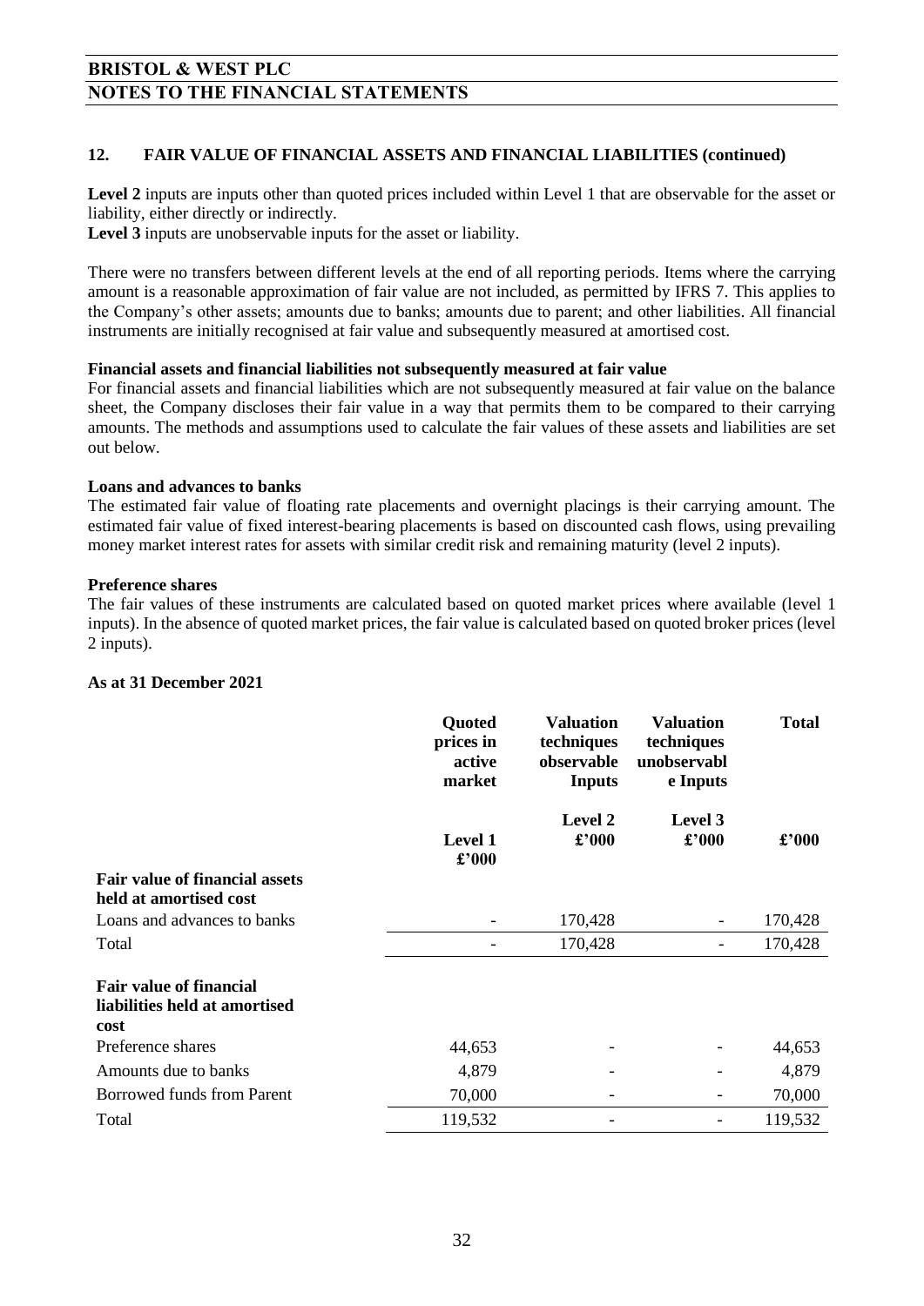## 12. FAIR VALUE OF FINANCIAL ASSETS AND FINANCIAL LIABILITIES (continued)

**Level 2** inputs are inputs other than quoted prices included within Level 1 that are observable for the asset or liability, either directly or indirectly.

**Level 3** inputs are unobservable inputs for the asset or liability.

There were no transfers between different levels at the end of all reporting periods. Items where the carrying amount is a reasonable approximation of fair value are not included, as permitted by IFRS 7. This applies to the Company's other assets; amounts due to banks; amounts due to parent; and other liabilities. All financial instruments are initially recognised at fair value and subsequently measured at amortised cost.

**Financial assets and financial liabilities not subsequently measured at fair value**

For financial assets and financial liabilities which are not subsequently measured at fair value on the balance sheet, the Company discloses their fair value in a way that permits them to be compared to their carrying amounts. The methods and assumptions used to calculate the fair values of these assets and liabilities are set out below.

**Loans and advances to banks**

The estimated fair value of floating rate placements and overnight placings is their carrying amount. The estimated fair value of fixed interest-bearing placements is based on discounted cash flows, using prevailing money market interest rates for assets with similar credit risk and remaining maturity (level 2 inputs).

**Preference shares**

The fair values of these instruments are calculated based on quoted market prices where available (level 1 inputs). In the absence of quoted market prices, the fair value is calculated based on quoted broker prices (level 2 inputs).

**As at 31 December 2021**

| | Quoted prices in active market | Valuation techniques observable Inputs | Valuation techniques unobservable Inputs | Total |
|---|---|---|---|---|
| | Level 1 £'000 | Level 2 £'000 | Level 3 £'000 | £'000 |
| **Fair value of financial assets held at amortised cost** | | | | |
| Loans and advances to banks | - | 170,428 | - | 170,428 |
| Total | - | 170,428 | - | 170,428 |
| **Fair value of financial liabilities held at amortised cost** | | | | |
| Preference shares | 44,653 | - | - | 44,653 |
| Amounts due to banks | 4,879 | - | - | 4,879 |
| Borrowed funds from Parent | 70,000 | - | - | 70,000 |
| Total | 119,532 | - | - | 119,532 |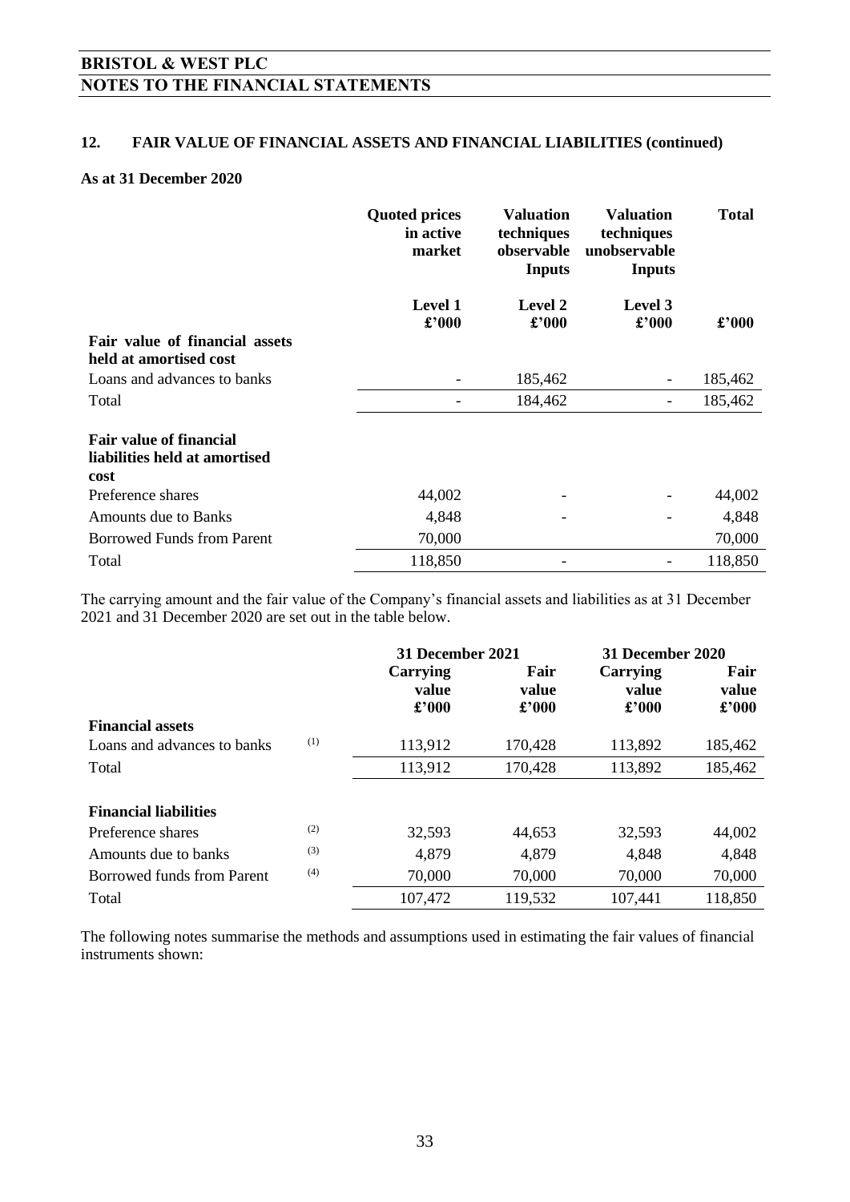## 12. FAIR VALUE OF FINANCIAL ASSETS AND FINANCIAL LIABILITIES (continued)

**As at 31 December 2020**

| | Quoted prices in active market | Valuation techniques observable Inputs | Valuation techniques unobservable Inputs | Total |
|---|---|---|---|---|
| | Level 1 £'000 | Level 2 £'000 | Level 3 £'000 | £'000 |
| **Fair value of financial assets held at amortised cost** | | | | |
| Loans and advances to banks | - | 185,462 | - | 185,462 |
| Total | - | 184,462 | - | 185,462 |
| **Fair value of financial liabilities held at amortised cost** | | | | |
| Preference shares | 44,002 | - | - | 44,002 |
| Amounts due to Banks | 4,848 | - | - | 4,848 |
| Borrowed Funds from Parent | 70,000 | | | 70,000 |
| Total | 118,850 | - | - | 118,850 |

The carrying amount and the fair value of the Company's financial assets and liabilities as at 31 December 2021 and 31 December 2020 are set out in the table below.

| | | 31 December 2021 | | 31 December 2020 | |
|---|---|---|---|---|---|
| | | Carrying value £'000 | Fair value £'000 | Carrying value £'000 | Fair value £'000 |
| **Financial assets** | | | | | |
| Loans and advances to banks | (1) | 113,912 | 170,428 | 113,892 | 185,462 |
| Total | | 113,912 | 170,428 | 113,892 | 185,462 |
| **Financial liabilities** | | | | | |
| Preference shares | (2) | 32,593 | 44,653 | 32,593 | 44,002 |
| Amounts due to banks | (3) | 4,879 | 4,879 | 4,848 | 4,848 |
| Borrowed funds from Parent | (4) | 70,000 | 70,000 | 70,000 | 70,000 |
| Total | | 107,472 | 119,532 | 107,441 | 118,850 |

The following notes summarise the methods and assumptions used in estimating the fair values of financial instruments shown: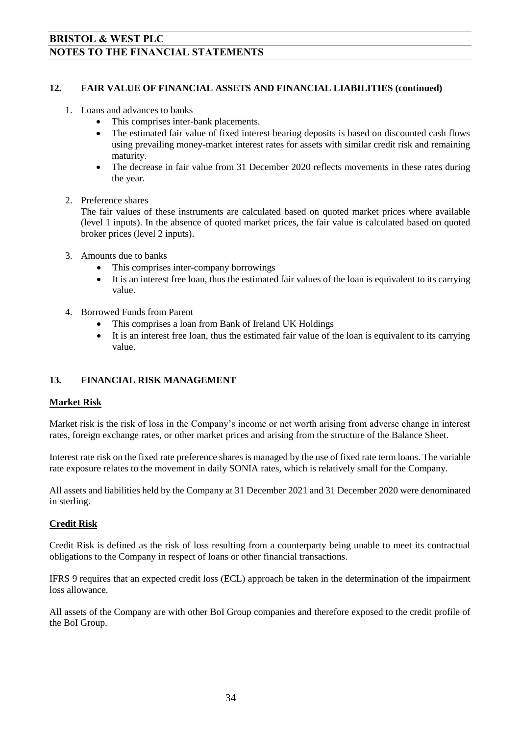## 12. FAIR VALUE OF FINANCIAL ASSETS AND FINANCIAL LIABILITIES (continued)

1. Loans and advances to banks
   - This comprises inter-bank placements.
   - The estimated fair value of fixed interest bearing deposits is based on discounted cash flows using prevailing money-market interest rates for assets with similar credit risk and remaining maturity.
   - The decrease in fair value from 31 December 2020 reflects movements in these rates during the year.

2. Preference shares

   The fair values of these instruments are calculated based on quoted market prices where available (level 1 inputs). In the absence of quoted market prices, the fair value is calculated based on quoted broker prices (level 2 inputs).

3. Amounts due to banks
   - This comprises inter-company borrowings
   - It is an interest free loan, thus the estimated fair values of the loan is equivalent to its carrying value.

4. Borrowed Funds from Parent
   - This comprises a loan from Bank of Ireland UK Holdings
   - It is an interest free loan, thus the estimated fair value of the loan is equivalent to its carrying value.

## 13. FINANCIAL RISK MANAGEMENT

### Market Risk

Market risk is the risk of loss in the Company's income or net worth arising from adverse change in interest rates, foreign exchange rates, or other market prices and arising from the structure of the Balance Sheet.

Interest rate risk on the fixed rate preference shares is managed by the use of fixed rate term loans. The variable rate exposure relates to the movement in daily SONIA rates, which is relatively small for the Company.

All assets and liabilities held by the Company at 31 December 2021 and 31 December 2020 were denominated in sterling.

### Credit Risk

Credit Risk is defined as the risk of loss resulting from a counterparty being unable to meet its contractual obligations to the Company in respect of loans or other financial transactions.

IFRS 9 requires that an expected credit loss (ECL) approach be taken in the determination of the impairment loss allowance.

All assets of the Company are with other BoI Group companies and therefore exposed to the credit profile of the BoI Group.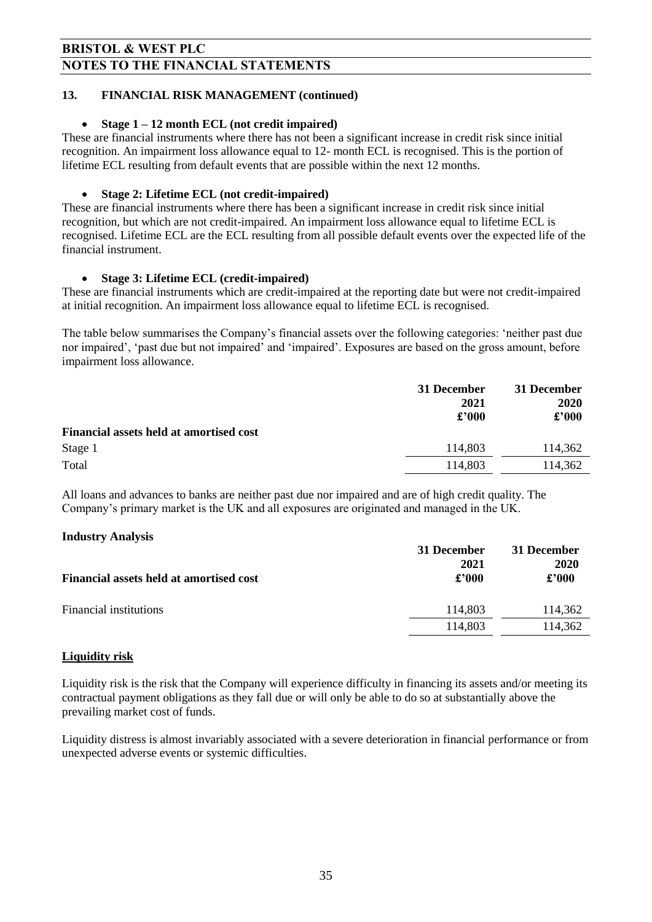## 13. FINANCIAL RISK MANAGEMENT (continued)

- **Stage 1 – 12 month ECL (not credit impaired)**

These are financial instruments where there has not been a significant increase in credit risk since initial recognition. An impairment loss allowance equal to 12- month ECL is recognised. This is the portion of lifetime ECL resulting from default events that are possible within the next 12 months.

- **Stage 2: Lifetime ECL (not credit-impaired)**

These are financial instruments where there has been a significant increase in credit risk since initial recognition, but which are not credit-impaired. An impairment loss allowance equal to lifetime ECL is recognised. Lifetime ECL are the ECL resulting from all possible default events over the expected life of the financial instrument.

- **Stage 3: Lifetime ECL (credit-impaired)**

These are financial instruments which are credit-impaired at the reporting date but were not credit-impaired at initial recognition. An impairment loss allowance equal to lifetime ECL is recognised.

The table below summarises the Company's financial assets over the following categories: 'neither past due nor impaired', 'past due but not impaired' and 'impaired'. Exposures are based on the gross amount, before impairment loss allowance.

| | 31 December 2021 £'000 | 31 December 2020 £'000 |
|---|---|---|
| **Financial assets held at amortised cost** | | |
| Stage 1 | 114,803 | 114,362 |
| Total | 114,803 | 114,362 |

All loans and advances to banks are neither past due nor impaired and are of high credit quality. The Company's primary market is the UK and all exposures are originated and managed in the UK.

**Industry Analysis**

| **Financial assets held at amortised cost** | 31 December 2021 £'000 | 31 December 2020 £'000 |
|---|---|---|
| Financial institutions | 114,803 | 114,362 |
| | 114,803 | 114,362 |

**Liquidity risk**

Liquidity risk is the risk that the Company will experience difficulty in financing its assets and/or meeting its contractual payment obligations as they fall due or will only be able to do so at substantially above the prevailing market cost of funds.

Liquidity distress is almost invariably associated with a severe deterioration in financial performance or from unexpected adverse events or systemic difficulties.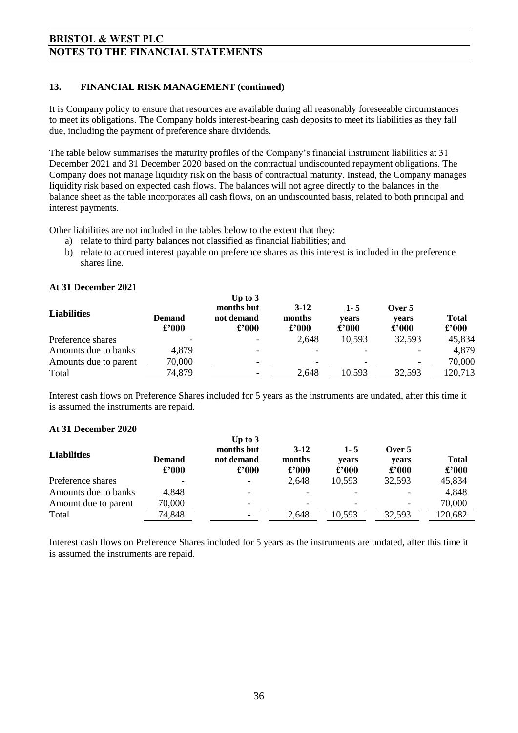## 13. FINANCIAL RISK MANAGEMENT (continued)

It is Company policy to ensure that resources are available during all reasonably foreseeable circumstances to meet its obligations. The Company holds interest-bearing cash deposits to meet its liabilities as they fall due, including the payment of preference share dividends.

The table below summarises the maturity profiles of the Company's financial instrument liabilities at 31 December 2021 and 31 December 2020 based on the contractual undiscounted repayment obligations. The Company does not manage liquidity risk on the basis of contractual maturity. Instead, the Company manages liquidity risk based on expected cash flows. The balances will not agree directly to the balances in the balance sheet as the table incorporates all cash flows, on an undiscounted basis, related to both principal and interest payments.

Other liabilities are not included in the tables below to the extent that they:

a) relate to third party balances not classified as financial liabilities; and
b) relate to accrued interest payable on preference shares as this interest is included in the preference shares line.

### At 31 December 2021

| Liabilities | Demand £'000 | Up to 3 months but not demand £'000 | 3-12 months £'000 | 1- 5 years £'000 | Over 5 years £'000 | Total £'000 |
|---|---|---|---|---|---|---|
| Preference shares | - | - | 2,648 | 10,593 | 32,593 | 45,834 |
| Amounts due to banks | 4,879 | - | - | - | - | 4,879 |
| Amounts due to parent | 70,000 | - | - | - | - | 70,000 |
| Total | 74,879 | - | 2,648 | 10,593 | 32,593 | 120,713 |

Interest cash flows on Preference Shares included for 5 years as the instruments are undated, after this time it is assumed the instruments are repaid.

### At 31 December 2020

| Liabilities | Demand £'000 | Up to 3 months but not demand £'000 | 3-12 months £'000 | 1- 5 years £'000 | Over 5 years £'000 | Total £'000 |
|---|---|---|---|---|---|---|
| Preference shares | - | - | 2,648 | 10,593 | 32,593 | 45,834 |
| Amounts due to banks | 4,848 | - | - | - | - | 4,848 |
| Amount due to parent | 70,000 | - | - | - | - | 70,000 |
| Total | 74,848 | - | 2,648 | 10,593 | 32,593 | 120,682 |

Interest cash flows on Preference Shares included for 5 years as the instruments are undated, after this time it is assumed the instruments are repaid.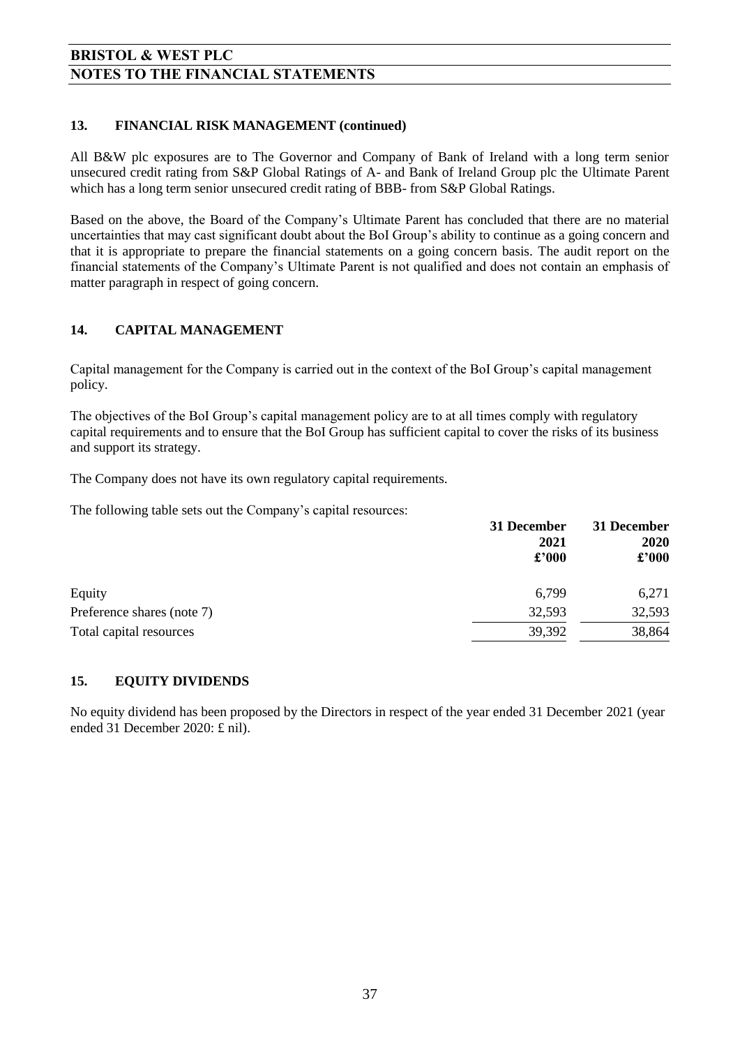## 13. FINANCIAL RISK MANAGEMENT (continued)

All B&W plc exposures are to The Governor and Company of Bank of Ireland with a long term senior unsecured credit rating from S&P Global Ratings of A- and Bank of Ireland Group plc the Ultimate Parent which has a long term senior unsecured credit rating of BBB- from S&P Global Ratings.

Based on the above, the Board of the Company's Ultimate Parent has concluded that there are no material uncertainties that may cast significant doubt about the BoI Group's ability to continue as a going concern and that it is appropriate to prepare the financial statements on a going concern basis. The audit report on the financial statements of the Company's Ultimate Parent is not qualified and does not contain an emphasis of matter paragraph in respect of going concern.

## 14. CAPITAL MANAGEMENT

Capital management for the Company is carried out in the context of the BoI Group's capital management policy.

The objectives of the BoI Group's capital management policy are to at all times comply with regulatory capital requirements and to ensure that the BoI Group has sufficient capital to cover the risks of its business and support its strategy.

The Company does not have its own regulatory capital requirements.

The following table sets out the Company's capital resources:

| | 31 December 2021 £'000 | 31 December 2020 £'000 |
|---|---|---|
| Equity | 6,799 | 6,271 |
| Preference shares (note 7) | 32,593 | 32,593 |
| Total capital resources | 39,392 | 38,864 |

## 15. EQUITY DIVIDENDS

No equity dividend has been proposed by the Directors in respect of the year ended 31 December 2021 (year ended 31 December 2020: £ nil).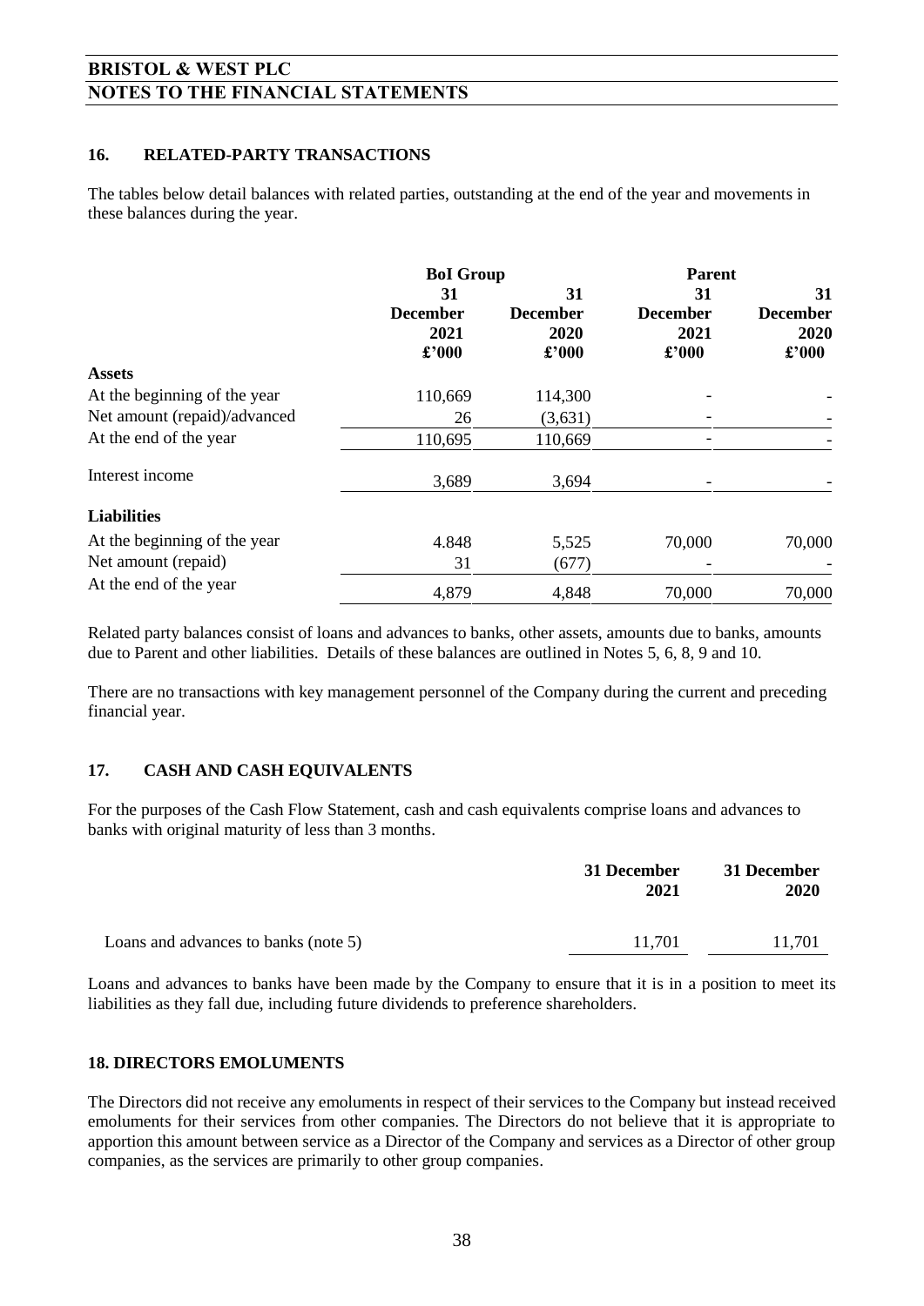## 16. RELATED-PARTY TRANSACTIONS

The tables below detail balances with related parties, outstanding at the end of the year and movements in these balances during the year.

| | BoI Group | | Parent | |
|---|---|---|---|---|
| | 31 December 2021 £'000 | 31 December 2020 £'000 | 31 December 2021 £'000 | 31 December 2020 £'000 |
| **Assets** | | | | |
| At the beginning of the year | 110,669 | 114,300 | - | - |
| Net amount (repaid)/advanced | 26 | (3,631) | - | - |
| At the end of the year | 110,695 | 110,669 | - | - |
| Interest income | 3,689 | 3,694 | - | - |
| **Liabilities** | | | | |
| At the beginning of the year | 4.848 | 5,525 | 70,000 | 70,000 |
| Net amount (repaid) | 31 | (677) | - | - |
| At the end of the year | 4,879 | 4,848 | 70,000 | 70,000 |

Related party balances consist of loans and advances to banks, other assets, amounts due to banks, amounts due to Parent and other liabilities. Details of these balances are outlined in Notes 5, 6, 8, 9 and 10.

There are no transactions with key management personnel of the Company during the current and preceding financial year.

## 17. CASH AND CASH EQUIVALENTS

For the purposes of the Cash Flow Statement, cash and cash equivalents comprise loans and advances to banks with original maturity of less than 3 months.

| | 31 December 2021 | 31 December 2020 |
|---|---|---|
| Loans and advances to banks (note 5) | 11,701 | 11,701 |

Loans and advances to banks have been made by the Company to ensure that it is in a position to meet its liabilities as they fall due, including future dividends to preference shareholders.

## 18. DIRECTORS EMOLUMENTS

The Directors did not receive any emoluments in respect of their services to the Company but instead received emoluments for their services from other companies. The Directors do not believe that it is appropriate to apportion this amount between service as a Director of the Company and services as a Director of other group companies, as the services are primarily to other group companies.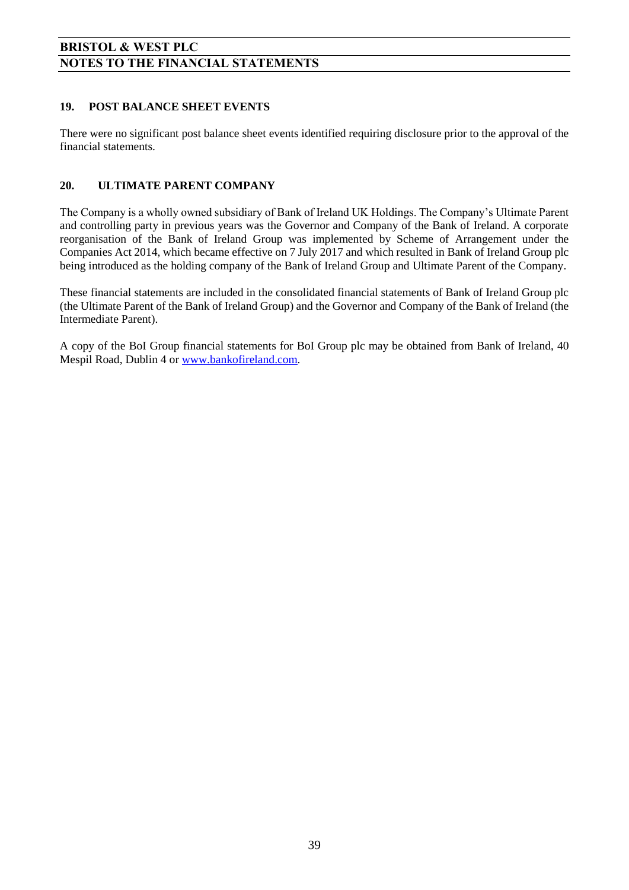## 19. POST BALANCE SHEET EVENTS

There were no significant post balance sheet events identified requiring disclosure prior to the approval of the financial statements.

## 20. ULTIMATE PARENT COMPANY

The Company is a wholly owned subsidiary of Bank of Ireland UK Holdings. The Company's Ultimate Parent and controlling party in previous years was the Governor and Company of the Bank of Ireland. A corporate reorganisation of the Bank of Ireland Group was implemented by Scheme of Arrangement under the Companies Act 2014, which became effective on 7 July 2017 and which resulted in Bank of Ireland Group plc being introduced as the holding company of the Bank of Ireland Group and Ultimate Parent of the Company.

These financial statements are included in the consolidated financial statements of Bank of Ireland Group plc (the Ultimate Parent of the Bank of Ireland Group) and the Governor and Company of the Bank of Ireland (the Intermediate Parent).

A copy of the BoI Group financial statements for BoI Group plc may be obtained from Bank of Ireland, 40 Mespil Road, Dublin 4 or www.bankofireland.com.